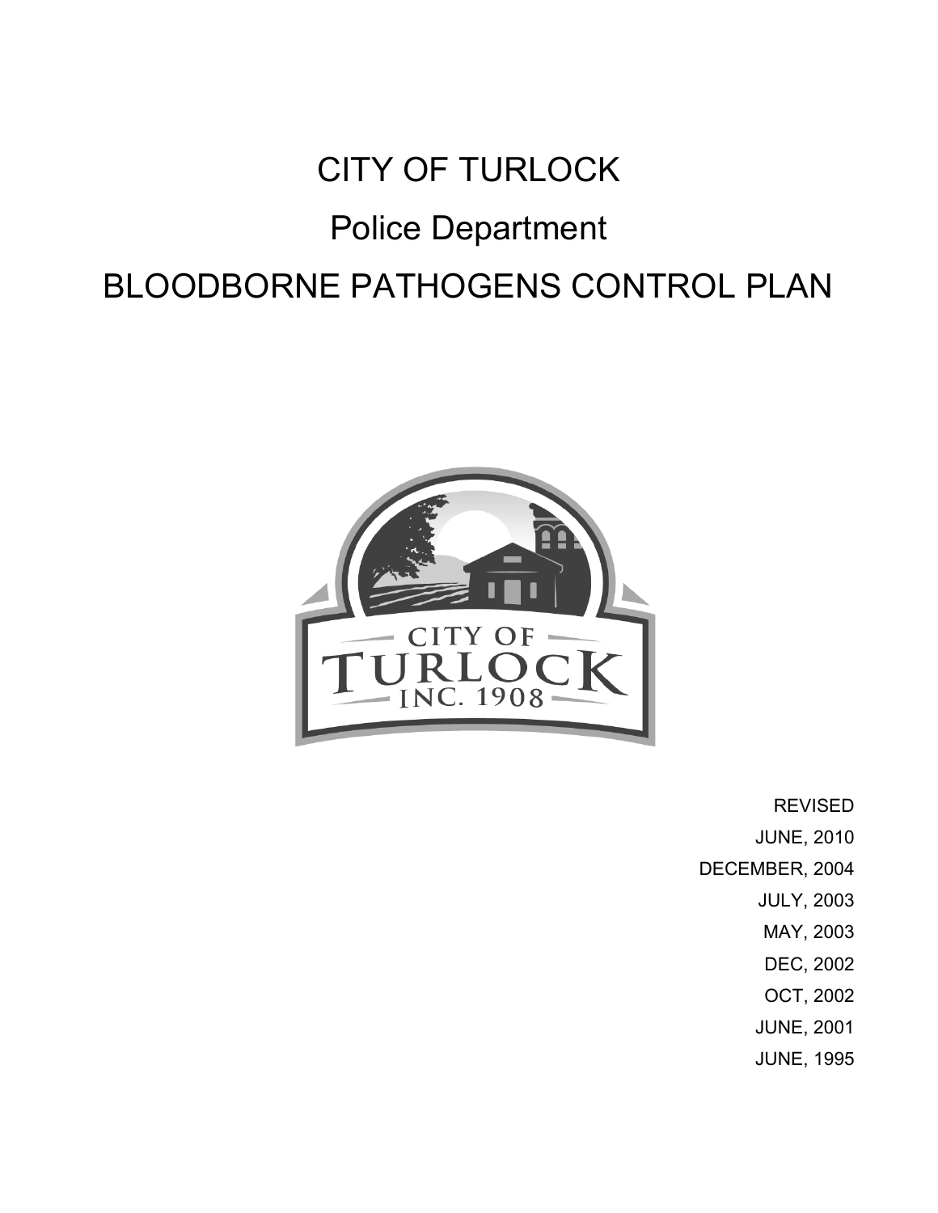# CITY OF TURLOCK

## Police Department

## BLOODBORNE PATHOGENS CONTROL PLAN

REVISED

JUNE, 2010

DECEMBER, 2004

JULY, 2003

MAY, 2003

DEC, 2002

OCT, 2002

JUNE, 2001

JUNE, 1995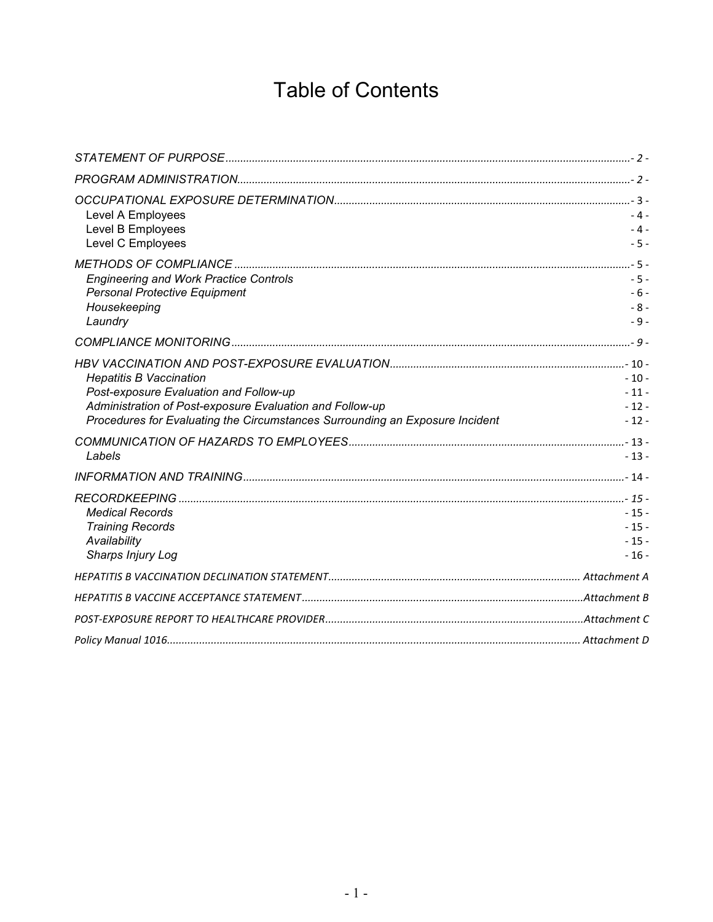# Table of Contents

| | |
|---|---|
| *STATEMENT OF PURPOSE* | *- 2 -* |
| *PROGRAM ADMINISTRATION* | *- 2 -* |
| *OCCUPATIONAL EXPOSURE DETERMINATION* | - 3 - |
| Level A Employees | - 4 - |
| Level B Employees | - 4 - |
| Level C Employees | - 5 - |
| *METHODS OF COMPLIANCE* | - 5 - |
| *Engineering and Work Practice Controls* | - 5 - |
| *Personal Protective Equipment* | - 6 - |
| *Housekeeping* | - 8 - |
| *Laundry* | - 9 - |
| *COMPLIANCE MONITORING* | *- 9 -* |
| *HBV VACCINATION AND POST-EXPOSURE EVALUATION* | - 10 - |
| *Hepatitis B Vaccination* | - 10 - |
| *Post-exposure Evaluation and Follow-up* | - 11 - |
| *Administration of Post-exposure Evaluation and Follow-up* | - 12 - |
| *Procedures for Evaluating the Circumstances Surrounding an Exposure Incident* | - 12 - |
| *COMMUNICATION OF HAZARDS TO EMPLOYEES* | - 13 - |
| *Labels* | - 13 - |
| *INFORMATION AND TRAINING* | - 14 - |
| *RECORDKEEPING* | *- 15 -* |
| *Medical Records* | - 15 - |
| *Training Records* | - 15 - |
| *Availability* | - 15 - |
| *Sharps Injury Log* | - 16 - |
| *HEPATITIS B VACCINATION DECLINATION STATEMENT* | *Attachment A* |
| *HEPATITIS B VACCINE ACCEPTANCE STATEMENT* | *Attachment B* |
| *POST-EXPOSURE REPORT TO HEALTHCARE PROVIDER* | *Attachment C* |
| *Policy Manual 1016* | *Attachment D* |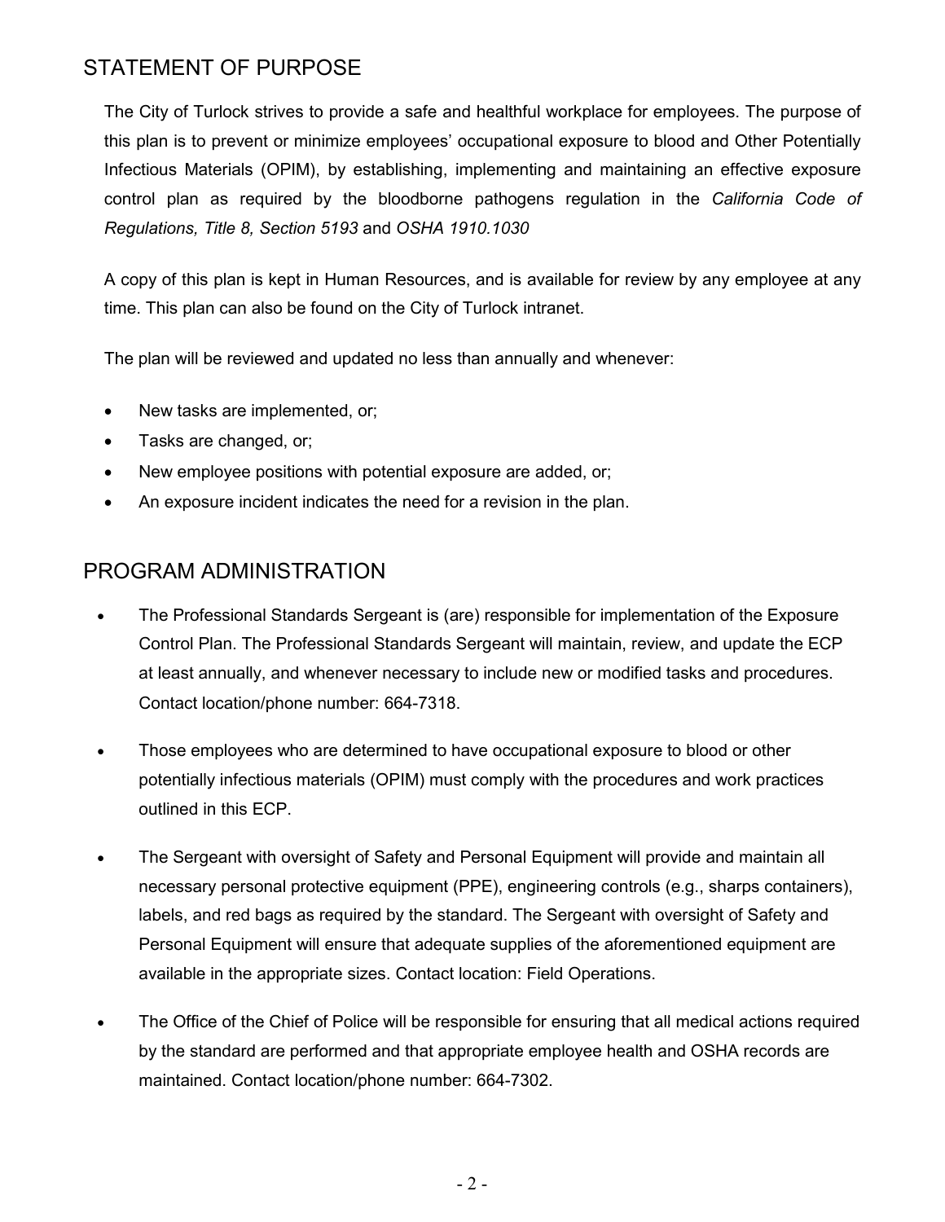## STATEMENT OF PURPOSE

The City of Turlock strives to provide a safe and healthful workplace for employees. The purpose of this plan is to prevent or minimize employees' occupational exposure to blood and Other Potentially Infectious Materials (OPIM), by establishing, implementing and maintaining an effective exposure control plan as required by the bloodborne pathogens regulation in the *California Code of Regulations, Title 8, Section 5193* and *OSHA 1910.1030*

A copy of this plan is kept in Human Resources, and is available for review by any employee at any time. This plan can also be found on the City of Turlock intranet.

The plan will be reviewed and updated no less than annually and whenever:

- New tasks are implemented, or;
- Tasks are changed, or;
- New employee positions with potential exposure are added, or;
- An exposure incident indicates the need for a revision in the plan.

## PROGRAM ADMINISTRATION

- The Professional Standards Sergeant is (are) responsible for implementation of the Exposure Control Plan. The Professional Standards Sergeant will maintain, review, and update the ECP at least annually, and whenever necessary to include new or modified tasks and procedures. Contact location/phone number: 664-7318.

- Those employees who are determined to have occupational exposure to blood or other potentially infectious materials (OPIM) must comply with the procedures and work practices outlined in this ECP.

- The Sergeant with oversight of Safety and Personal Equipment will provide and maintain all necessary personal protective equipment (PPE), engineering controls (e.g., sharps containers), labels, and red bags as required by the standard. The Sergeant with oversight of Safety and Personal Equipment will ensure that adequate supplies of the aforementioned equipment are available in the appropriate sizes. Contact location: Field Operations.

- The Office of the Chief of Police will be responsible for ensuring that all medical actions required by the standard are performed and that appropriate employee health and OSHA records are maintained. Contact location/phone number: 664-7302.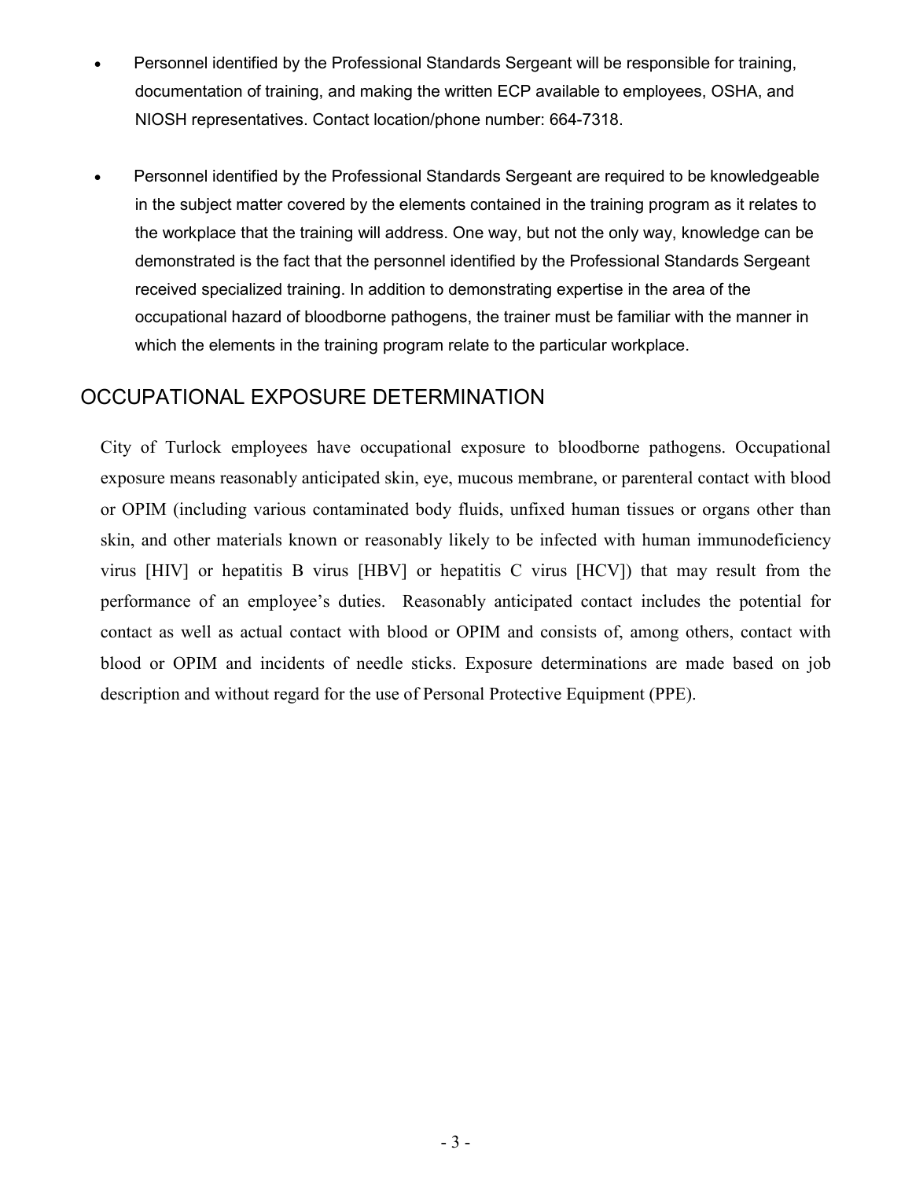- Personnel identified by the Professional Standards Sergeant will be responsible for training, documentation of training, and making the written ECP available to employees, OSHA, and NIOSH representatives. Contact location/phone number: 664-7318.

- Personnel identified by the Professional Standards Sergeant are required to be knowledgeable in the subject matter covered by the elements contained in the training program as it relates to the workplace that the training will address. One way, but not the only way, knowledge can be demonstrated is the fact that the personnel identified by the Professional Standards Sergeant received specialized training. In addition to demonstrating expertise in the area of the occupational hazard of bloodborne pathogens, the trainer must be familiar with the manner in which the elements in the training program relate to the particular workplace.

## OCCUPATIONAL EXPOSURE DETERMINATION

City of Turlock employees have occupational exposure to bloodborne pathogens. Occupational exposure means reasonably anticipated skin, eye, mucous membrane, or parenteral contact with blood or OPIM (including various contaminated body fluids, unfixed human tissues or organs other than skin, and other materials known or reasonably likely to be infected with human immunodeficiency virus [HIV] or hepatitis B virus [HBV] or hepatitis C virus [HCV]) that may result from the performance of an employee's duties. Reasonably anticipated contact includes the potential for contact as well as actual contact with blood or OPIM and consists of, among others, contact with blood or OPIM and incidents of needle sticks. Exposure determinations are made based on job description and without regard for the use of Personal Protective Equipment (PPE).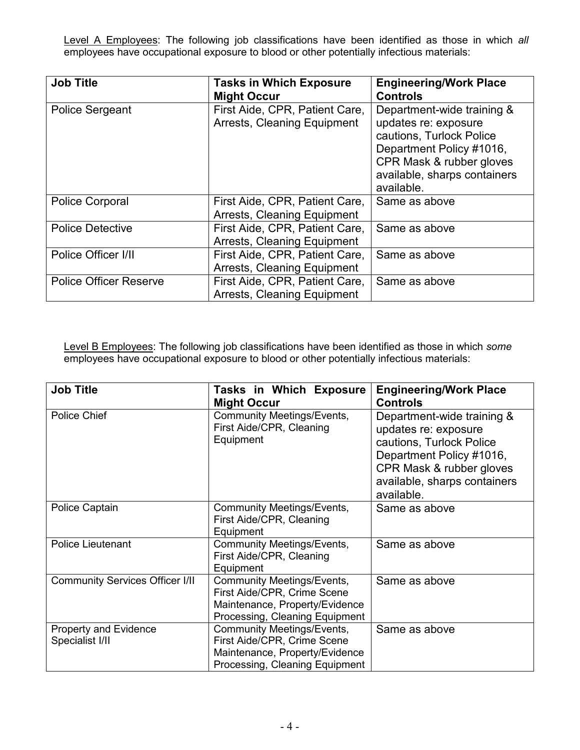Level A Employees: The following job classifications have been identified as those in which *all* employees have occupational exposure to blood or other potentially infectious materials:

| Job Title | Tasks in Which Exposure Might Occur | Engineering/Work Place Controls |
|---|---|---|
| Police Sergeant | First Aide, CPR, Patient Care, Arrests, Cleaning Equipment | Department-wide training & updates re: exposure cautions, Turlock Police Department Policy #1016, CPR Mask & rubber gloves available, sharps containers available. |
| Police Corporal | First Aide, CPR, Patient Care, Arrests, Cleaning Equipment | Same as above |
| Police Detective | First Aide, CPR, Patient Care, Arrests, Cleaning Equipment | Same as above |
| Police Officer I/II | First Aide, CPR, Patient Care, Arrests, Cleaning Equipment | Same as above |
| Police Officer Reserve | First Aide, CPR, Patient Care, Arrests, Cleaning Equipment | Same as above |

Level B Employees: The following job classifications have been identified as those in which *some* employees have occupational exposure to blood or other potentially infectious materials:

| Job Title | Tasks in Which Exposure Might Occur | Engineering/Work Place Controls |
|---|---|---|
| Police Chief | Community Meetings/Events, First Aide/CPR, Cleaning Equipment | Department-wide training & updates re: exposure cautions, Turlock Police Department Policy #1016, CPR Mask & rubber gloves available, sharps containers available. |
| Police Captain | Community Meetings/Events, First Aide/CPR, Cleaning Equipment | Same as above |
| Police Lieutenant | Community Meetings/Events, First Aide/CPR, Cleaning Equipment | Same as above |
| Community Services Officer I/II | Community Meetings/Events, First Aide/CPR, Crime Scene Maintenance, Property/Evidence Processing, Cleaning Equipment | Same as above |
| Property and Evidence Specialist I/II | Community Meetings/Events, First Aide/CPR, Crime Scene Maintenance, Property/Evidence Processing, Cleaning Equipment | Same as above |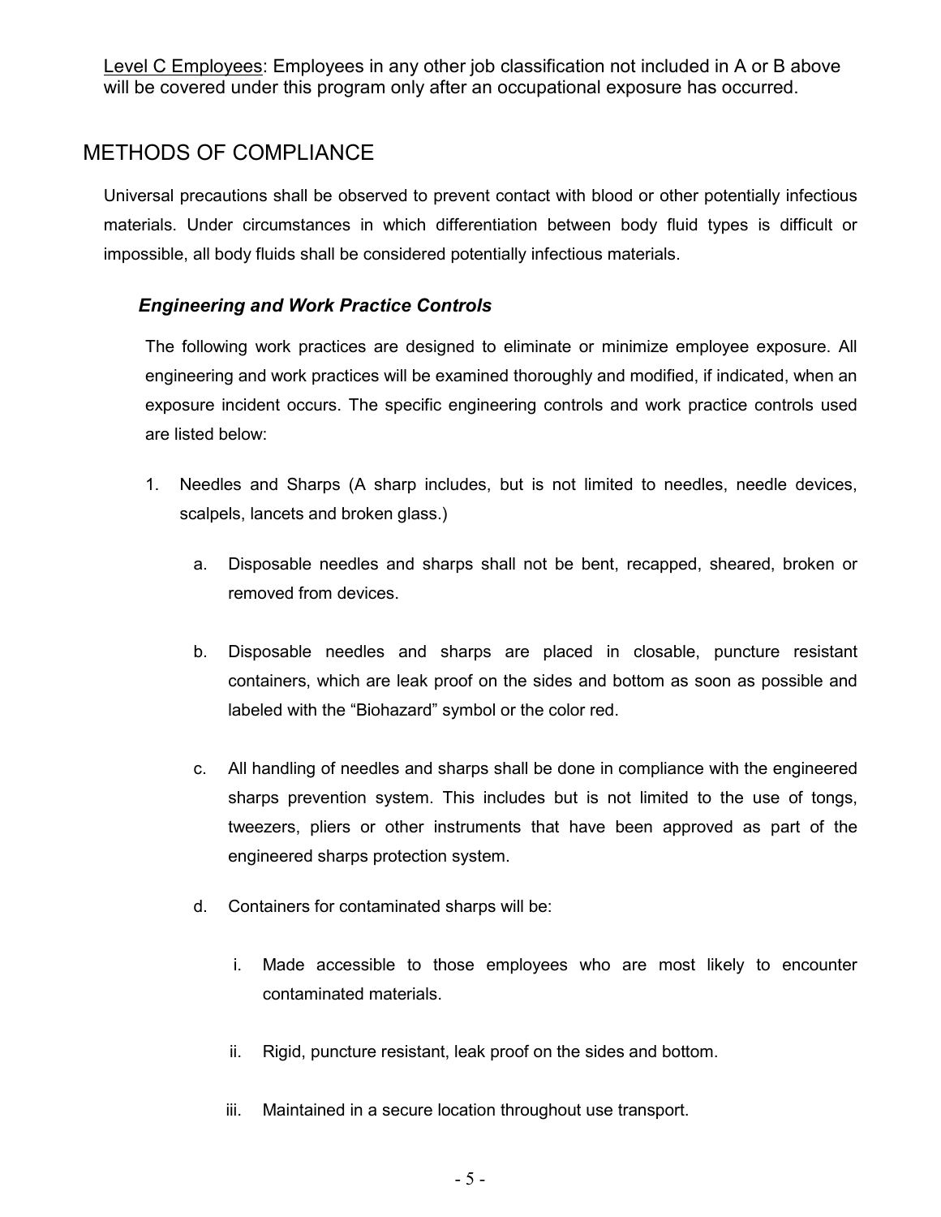<u>Level C Employees</u>: Employees in any other job classification not included in A or B above will be covered under this program only after an occupational exposure has occurred.

## METHODS OF COMPLIANCE

Universal precautions shall be observed to prevent contact with blood or other potentially infectious materials. Under circumstances in which differentiation between body fluid types is difficult or impossible, all body fluids shall be considered potentially infectious materials.

### *Engineering and Work Practice Controls*

The following work practices are designed to eliminate or minimize employee exposure. All engineering and work practices will be examined thoroughly and modified, if indicated, when an exposure incident occurs. The specific engineering controls and work practice controls used are listed below:

1. Needles and Sharps (A sharp includes, but is not limited to needles, needle devices, scalpels, lancets and broken glass.)

   a. Disposable needles and sharps shall not be bent, recapped, sheared, broken or removed from devices.

   b. Disposable needles and sharps are placed in closable, puncture resistant containers, which are leak proof on the sides and bottom as soon as possible and labeled with the "Biohazard" symbol or the color red.

   c. All handling of needles and sharps shall be done in compliance with the engineered sharps prevention system. This includes but is not limited to the use of tongs, tweezers, pliers or other instruments that have been approved as part of the engineered sharps protection system.

   d. Containers for contaminated sharps will be:

      i. Made accessible to those employees who are most likely to encounter contaminated materials.

      ii. Rigid, puncture resistant, leak proof on the sides and bottom.

      iii. Maintained in a secure location throughout use transport.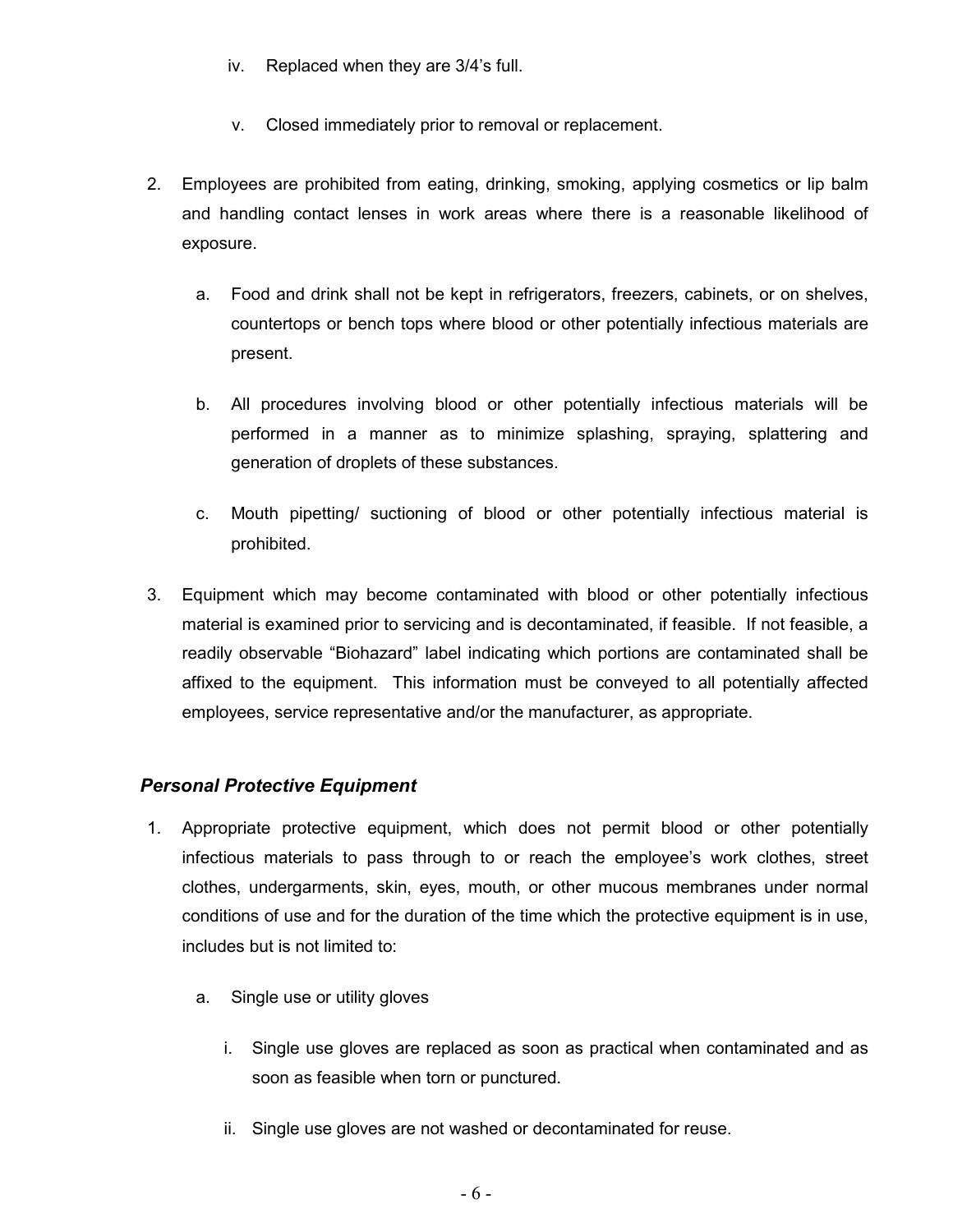iv. Replaced when they are 3/4's full.

v. Closed immediately prior to removal or replacement.

2. Employees are prohibited from eating, drinking, smoking, applying cosmetics or lip balm and handling contact lenses in work areas where there is a reasonable likelihood of exposure.

   a. Food and drink shall not be kept in refrigerators, freezers, cabinets, or on shelves, countertops or bench tops where blood or other potentially infectious materials are present.

   b. All procedures involving blood or other potentially infectious materials will be performed in a manner as to minimize splashing, spraying, splattering and generation of droplets of these substances.

   c. Mouth pipetting/ suctioning of blood or other potentially infectious material is prohibited.

3. Equipment which may become contaminated with blood or other potentially infectious material is examined prior to servicing and is decontaminated, if feasible. If not feasible, a readily observable "Biohazard" label indicating which portions are contaminated shall be affixed to the equipment. This information must be conveyed to all potentially affected employees, service representative and/or the manufacturer, as appropriate.

### *Personal Protective Equipment*

1. Appropriate protective equipment, which does not permit blood or other potentially infectious materials to pass through to or reach the employee's work clothes, street clothes, undergarments, skin, eyes, mouth, or other mucous membranes under normal conditions of use and for the duration of the time which the protective equipment is in use, includes but is not limited to:

   a. Single use or utility gloves

      i. Single use gloves are replaced as soon as practical when contaminated and as soon as feasible when torn or punctured.

      ii. Single use gloves are not washed or decontaminated for reuse.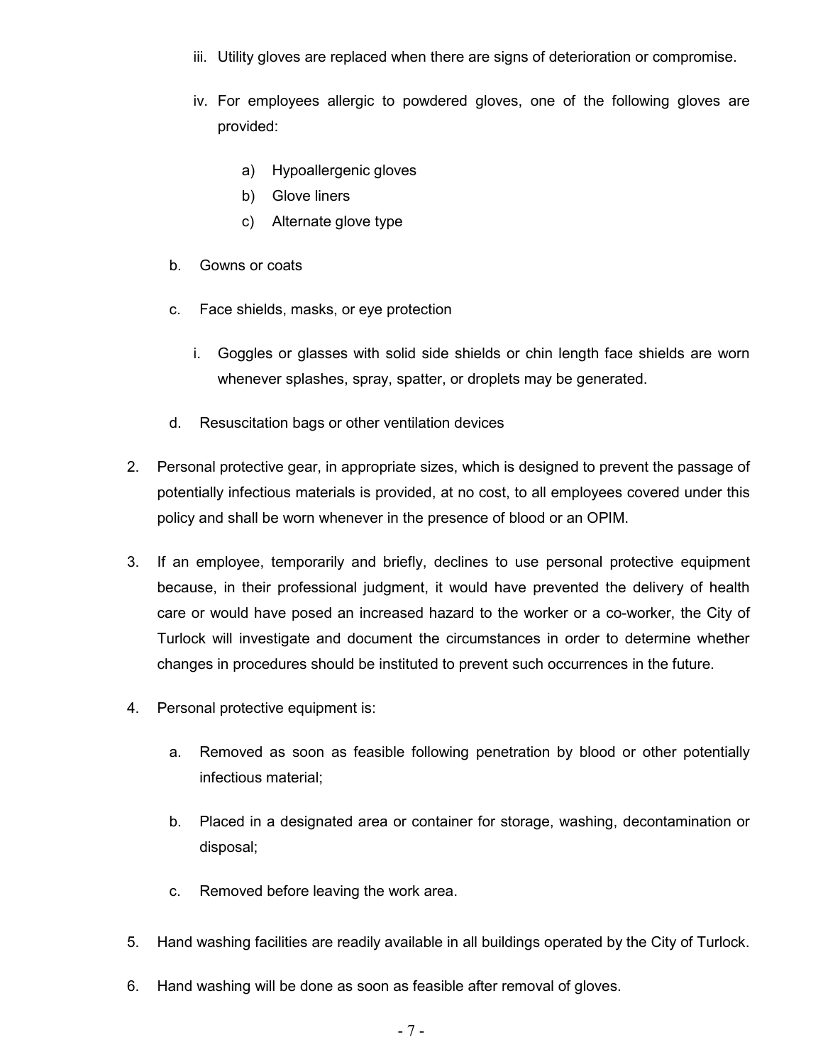iii. Utility gloves are replaced when there are signs of deterioration or compromise.

   iv. For employees allergic to powdered gloves, one of the following gloves are provided:

      a) Hypoallergenic gloves
      b) Glove liners
      c) Alternate glove type

   b. Gowns or coats

   c. Face shields, masks, or eye protection

      i. Goggles or glasses with solid side shields or chin length face shields are worn whenever splashes, spray, spatter, or droplets may be generated.

   d. Resuscitation bags or other ventilation devices

2. Personal protective gear, in appropriate sizes, which is designed to prevent the passage of potentially infectious materials is provided, at no cost, to all employees covered under this policy and shall be worn whenever in the presence of blood or an OPIM.

3. If an employee, temporarily and briefly, declines to use personal protective equipment because, in their professional judgment, it would have prevented the delivery of health care or would have posed an increased hazard to the worker or a co-worker, the City of Turlock will investigate and document the circumstances in order to determine whether changes in procedures should be instituted to prevent such occurrences in the future.

4. Personal protective equipment is:

   a. Removed as soon as feasible following penetration by blood or other potentially infectious material;

   b. Placed in a designated area or container for storage, washing, decontamination or disposal;

   c. Removed before leaving the work area.

5. Hand washing facilities are readily available in all buildings operated by the City of Turlock.

6. Hand washing will be done as soon as feasible after removal of gloves.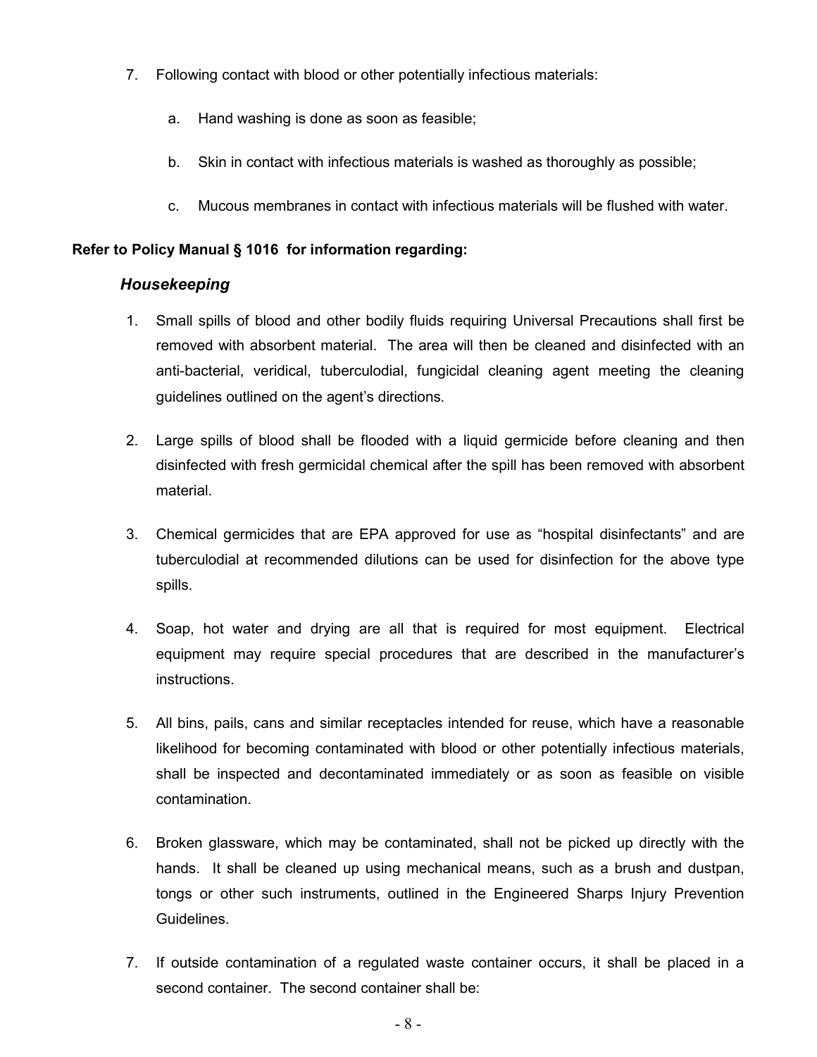7. Following contact with blood or other potentially infectious materials:

   a. Hand washing is done as soon as feasible;

   b. Skin in contact with infectious materials is washed as thoroughly as possible;

   c. Mucous membranes in contact with infectious materials will be flushed with water.

**Refer to Policy Manual § 1016 for information regarding:**

### *Housekeeping*

1. Small spills of blood and other bodily fluids requiring Universal Precautions shall first be removed with absorbent material. The area will then be cleaned and disinfected with an anti-bacterial, veridical, tuberculodial, fungicidal cleaning agent meeting the cleaning guidelines outlined on the agent's directions*.*

2. Large spills of blood shall be flooded with a liquid germicide before cleaning and then disinfected with fresh germicidal chemical after the spill has been removed with absorbent material.

3. Chemical germicides that are EPA approved for use as "hospital disinfectants" and are tuberculodial at recommended dilutions can be used for disinfection for the above type spills.

4. Soap, hot water and drying are all that is required for most equipment. Electrical equipment may require special procedures that are described in the manufacturer's instructions.

5. All bins, pails, cans and similar receptacles intended for reuse, which have a reasonable likelihood for becoming contaminated with blood or other potentially infectious materials, shall be inspected and decontaminated immediately or as soon as feasible on visible contamination.

6. Broken glassware, which may be contaminated, shall not be picked up directly with the hands. It shall be cleaned up using mechanical means, such as a brush and dustpan, tongs or other such instruments, outlined in the Engineered Sharps Injury Prevention Guidelines.

7. If outside contamination of a regulated waste container occurs, it shall be placed in a second container. The second container shall be: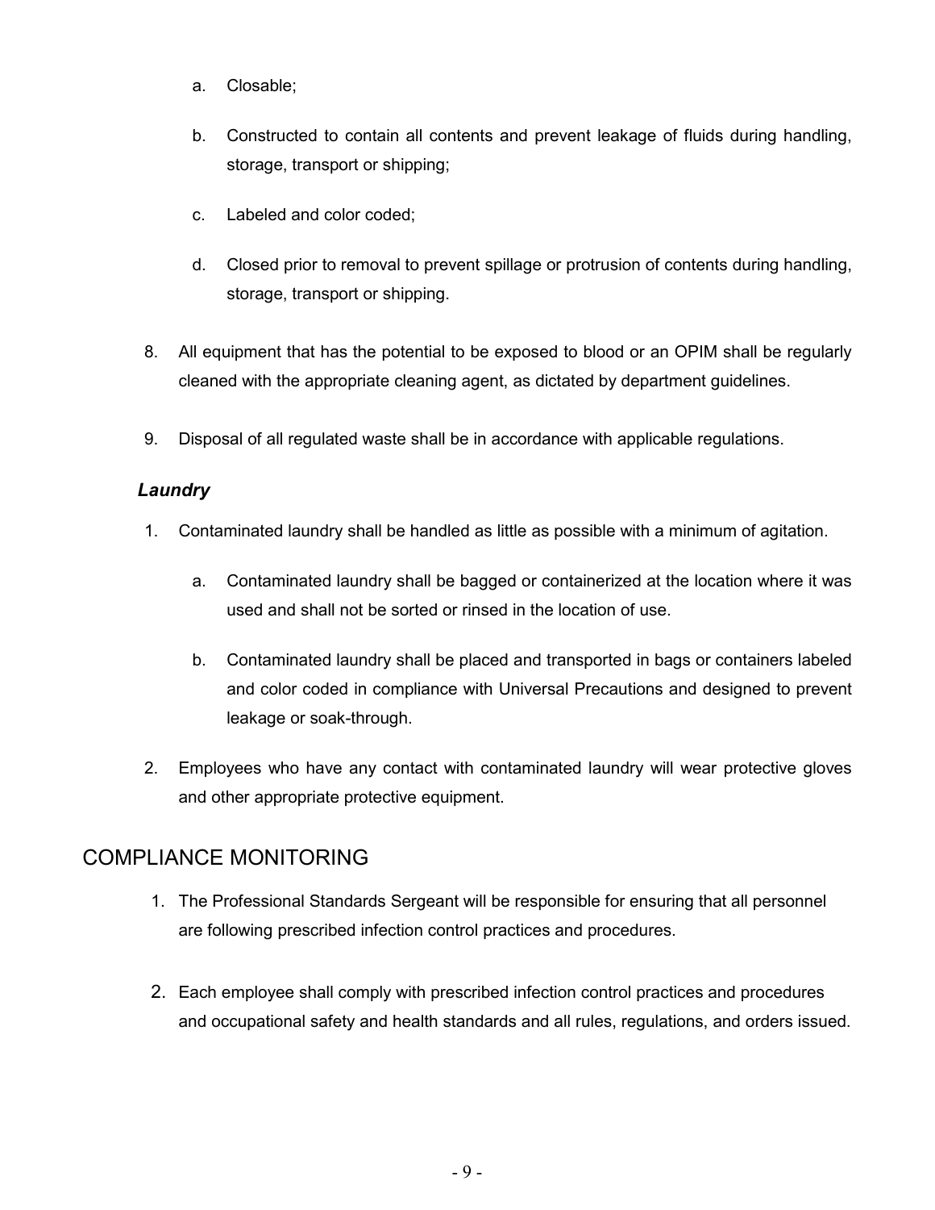a. Closable;

b. Constructed to contain all contents and prevent leakage of fluids during handling, storage, transport or shipping;

c. Labeled and color coded;

d. Closed prior to removal to prevent spillage or protrusion of contents during handling, storage, transport or shipping.

8. All equipment that has the potential to be exposed to blood or an OPIM shall be regularly cleaned with the appropriate cleaning agent, as dictated by department guidelines.

9. Disposal of all regulated waste shall be in accordance with applicable regulations.

### *Laundry*

1. Contaminated laundry shall be handled as little as possible with a minimum of agitation.

   a. Contaminated laundry shall be bagged or containerized at the location where it was used and shall not be sorted or rinsed in the location of use.

   b. Contaminated laundry shall be placed and transported in bags or containers labeled and color coded in compliance with Universal Precautions and designed to prevent leakage or soak-through.

2. Employees who have any contact with contaminated laundry will wear protective gloves and other appropriate protective equipment.

## COMPLIANCE MONITORING

1. The Professional Standards Sergeant will be responsible for ensuring that all personnel are following prescribed infection control practices and procedures.

2. Each employee shall comply with prescribed infection control practices and procedures and occupational safety and health standards and all rules, regulations, and orders issued.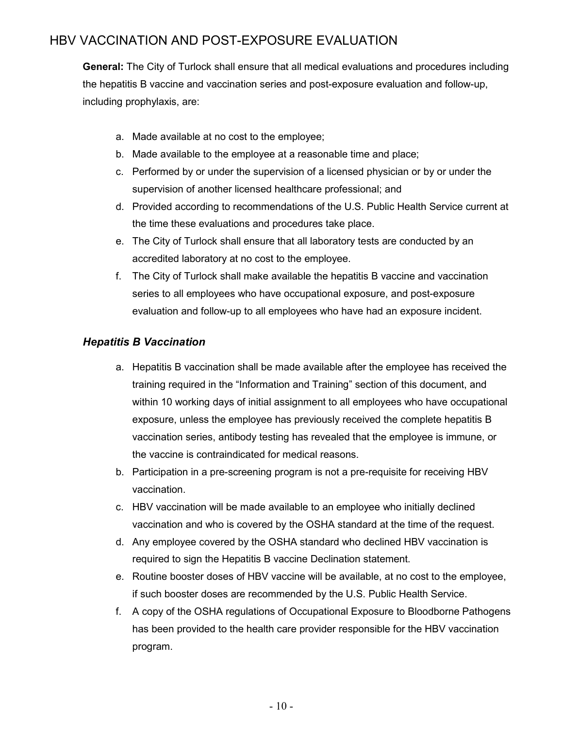# HBV VACCINATION AND POST-EXPOSURE EVALUATION

**General:** The City of Turlock shall ensure that all medical evaluations and procedures including the hepatitis B vaccine and vaccination series and post-exposure evaluation and follow-up, including prophylaxis, are:

a. Made available at no cost to the employee;
b. Made available to the employee at a reasonable time and place;
c. Performed by or under the supervision of a licensed physician or by or under the supervision of another licensed healthcare professional; and
d. Provided according to recommendations of the U.S. Public Health Service current at the time these evaluations and procedures take place.
e. The City of Turlock shall ensure that all laboratory tests are conducted by an accredited laboratory at no cost to the employee.
f. The City of Turlock shall make available the hepatitis B vaccine and vaccination series to all employees who have occupational exposure, and post-exposure evaluation and follow-up to all employees who have had an exposure incident.

### *Hepatitis B Vaccination*

a. Hepatitis B vaccination shall be made available after the employee has received the training required in the "Information and Training" section of this document, and within 10 working days of initial assignment to all employees who have occupational exposure, unless the employee has previously received the complete hepatitis B vaccination series, antibody testing has revealed that the employee is immune, or the vaccine is contraindicated for medical reasons.
b. Participation in a pre-screening program is not a pre-requisite for receiving HBV vaccination.
c. HBV vaccination will be made available to an employee who initially declined vaccination and who is covered by the OSHA standard at the time of the request.
d. Any employee covered by the OSHA standard who declined HBV vaccination is required to sign the Hepatitis B vaccine Declination statement.
e. Routine booster doses of HBV vaccine will be available, at no cost to the employee, if such booster doses are recommended by the U.S. Public Health Service.
f. A copy of the OSHA regulations of Occupational Exposure to Bloodborne Pathogens has been provided to the health care provider responsible for the HBV vaccination program.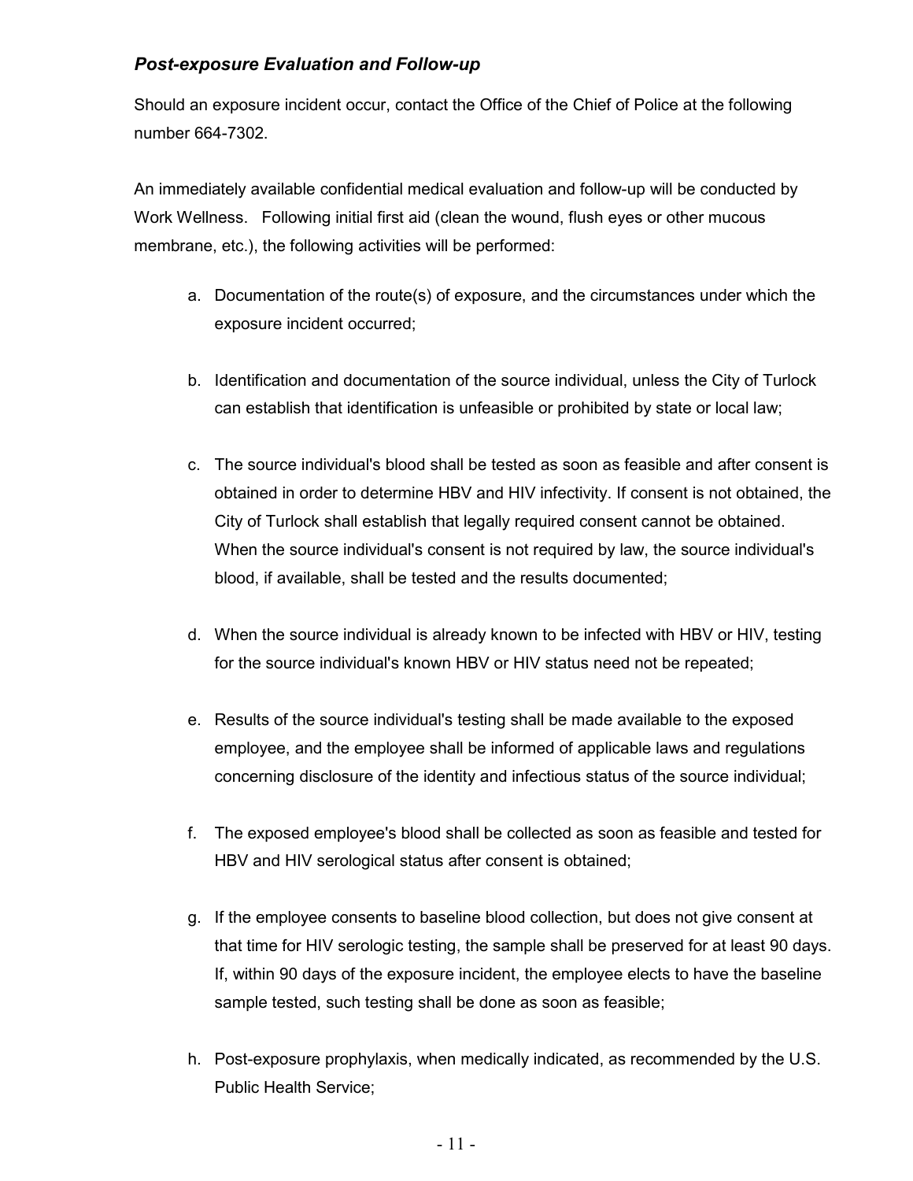### *Post-exposure Evaluation and Follow-up*

Should an exposure incident occur, contact the Office of the Chief of Police at the following number 664-7302.

An immediately available confidential medical evaluation and follow-up will be conducted by Work Wellness. Following initial first aid (clean the wound, flush eyes or other mucous membrane, etc.), the following activities will be performed:

a. Documentation of the route(s) of exposure, and the circumstances under which the exposure incident occurred;

b. Identification and documentation of the source individual, unless the City of Turlock can establish that identification is unfeasible or prohibited by state or local law;

c. The source individual's blood shall be tested as soon as feasible and after consent is obtained in order to determine HBV and HIV infectivity. If consent is not obtained, the City of Turlock shall establish that legally required consent cannot be obtained. When the source individual's consent is not required by law, the source individual's blood, if available, shall be tested and the results documented;

d. When the source individual is already known to be infected with HBV or HIV, testing for the source individual's known HBV or HIV status need not be repeated;

e. Results of the source individual's testing shall be made available to the exposed employee, and the employee shall be informed of applicable laws and regulations concerning disclosure of the identity and infectious status of the source individual;

f. The exposed employee's blood shall be collected as soon as feasible and tested for HBV and HIV serological status after consent is obtained;

g. If the employee consents to baseline blood collection, but does not give consent at that time for HIV serologic testing, the sample shall be preserved for at least 90 days. If, within 90 days of the exposure incident, the employee elects to have the baseline sample tested, such testing shall be done as soon as feasible;

h. Post-exposure prophylaxis, when medically indicated, as recommended by the U.S. Public Health Service;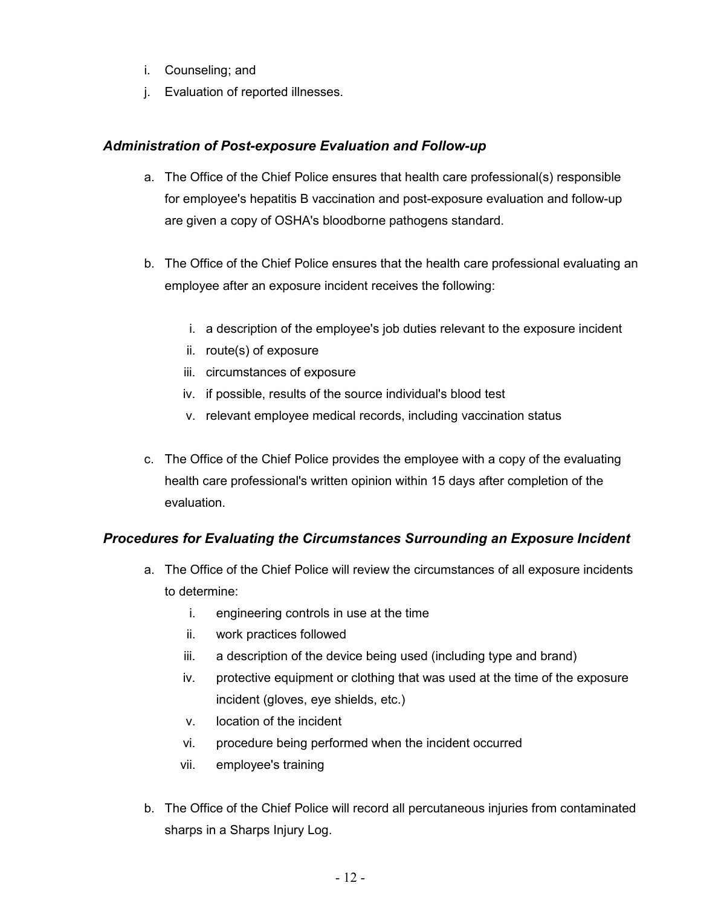i. Counseling; and
j. Evaluation of reported illnesses.

### *Administration of Post-exposure Evaluation and Follow-up*

a. The Office of the Chief Police ensures that health care professional(s) responsible for employee's hepatitis B vaccination and post-exposure evaluation and follow-up are given a copy of OSHA's bloodborne pathogens standard.

b. The Office of the Chief Police ensures that the health care professional evaluating an employee after an exposure incident receives the following:

   i. a description of the employee's job duties relevant to the exposure incident
   ii. route(s) of exposure
   iii. circumstances of exposure
   iv. if possible, results of the source individual's blood test
   v. relevant employee medical records, including vaccination status

c. The Office of the Chief Police provides the employee with a copy of the evaluating health care professional's written opinion within 15 days after completion of the evaluation.

### *Procedures for Evaluating the Circumstances Surrounding an Exposure Incident*

a. The Office of the Chief Police will review the circumstances of all exposure incidents to determine:
   i. engineering controls in use at the time
   ii. work practices followed
   iii. a description of the device being used (including type and brand)
   iv. protective equipment or clothing that was used at the time of the exposure incident (gloves, eye shields, etc.)
   v. location of the incident
   vi. procedure being performed when the incident occurred
   vii. employee's training

b. The Office of the Chief Police will record all percutaneous injuries from contaminated sharps in a Sharps Injury Log.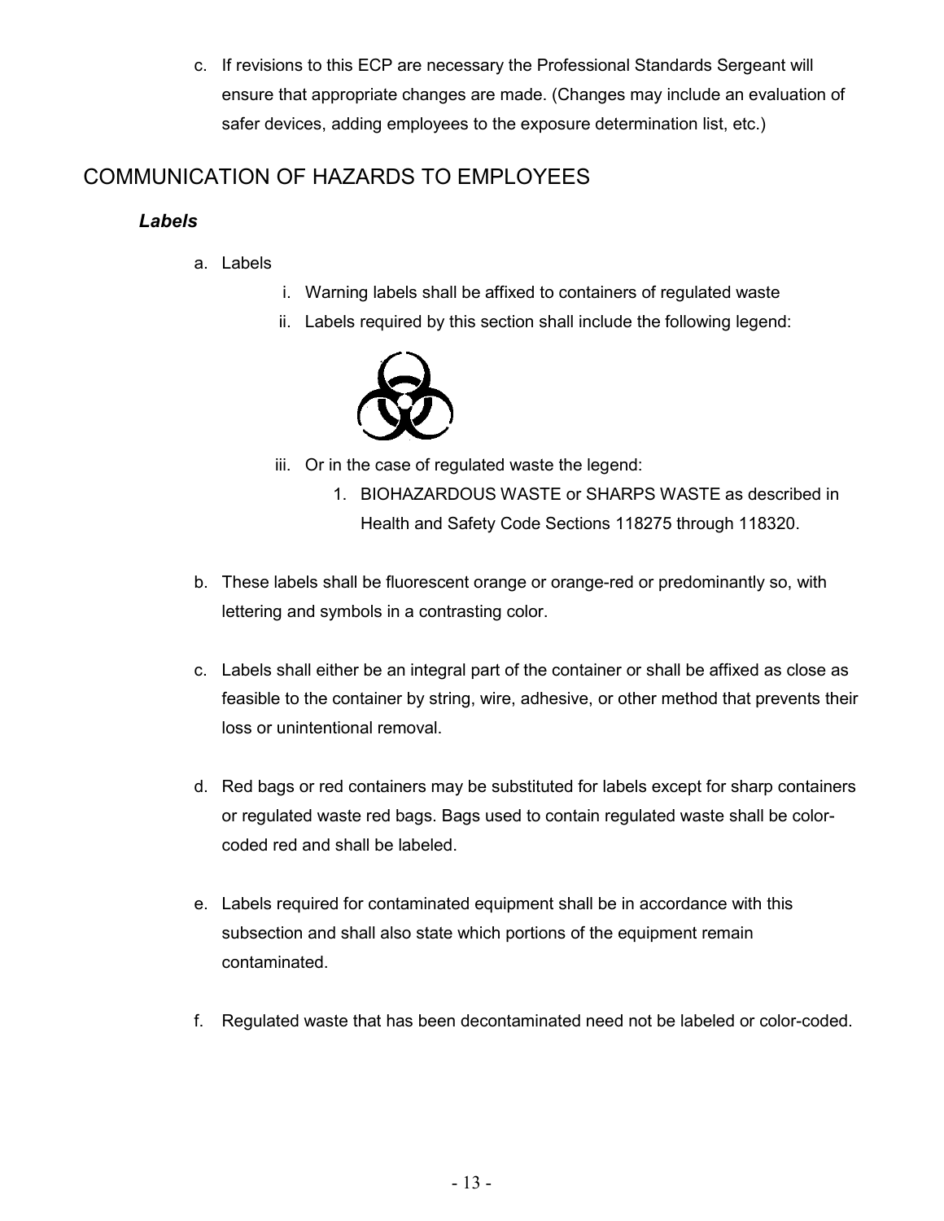c. If revisions to this ECP are necessary the Professional Standards Sergeant will ensure that appropriate changes are made. (Changes may include an evaluation of safer devices, adding employees to the exposure determination list, etc.)

## COMMUNICATION OF HAZARDS TO EMPLOYEES

### *Labels*

a. Labels
   i. Warning labels shall be affixed to containers of regulated waste
   ii. Labels required by this section shall include the following legend:
   iii. Or in the case of regulated waste the legend:
      1. BIOHAZARDOUS WASTE or SHARPS WASTE as described in Health and Safety Code Sections 118275 through 118320.

b. These labels shall be fluorescent orange or orange-red or predominantly so, with lettering and symbols in a contrasting color.

c. Labels shall either be an integral part of the container or shall be affixed as close as feasible to the container by string, wire, adhesive, or other method that prevents their loss or unintentional removal.

d. Red bags or red containers may be substituted for labels except for sharp containers or regulated waste red bags. Bags used to contain regulated waste shall be color-coded red and shall be labeled.

e. Labels required for contaminated equipment shall be in accordance with this subsection and shall also state which portions of the equipment remain contaminated.

f. Regulated waste that has been decontaminated need not be labeled or color-coded.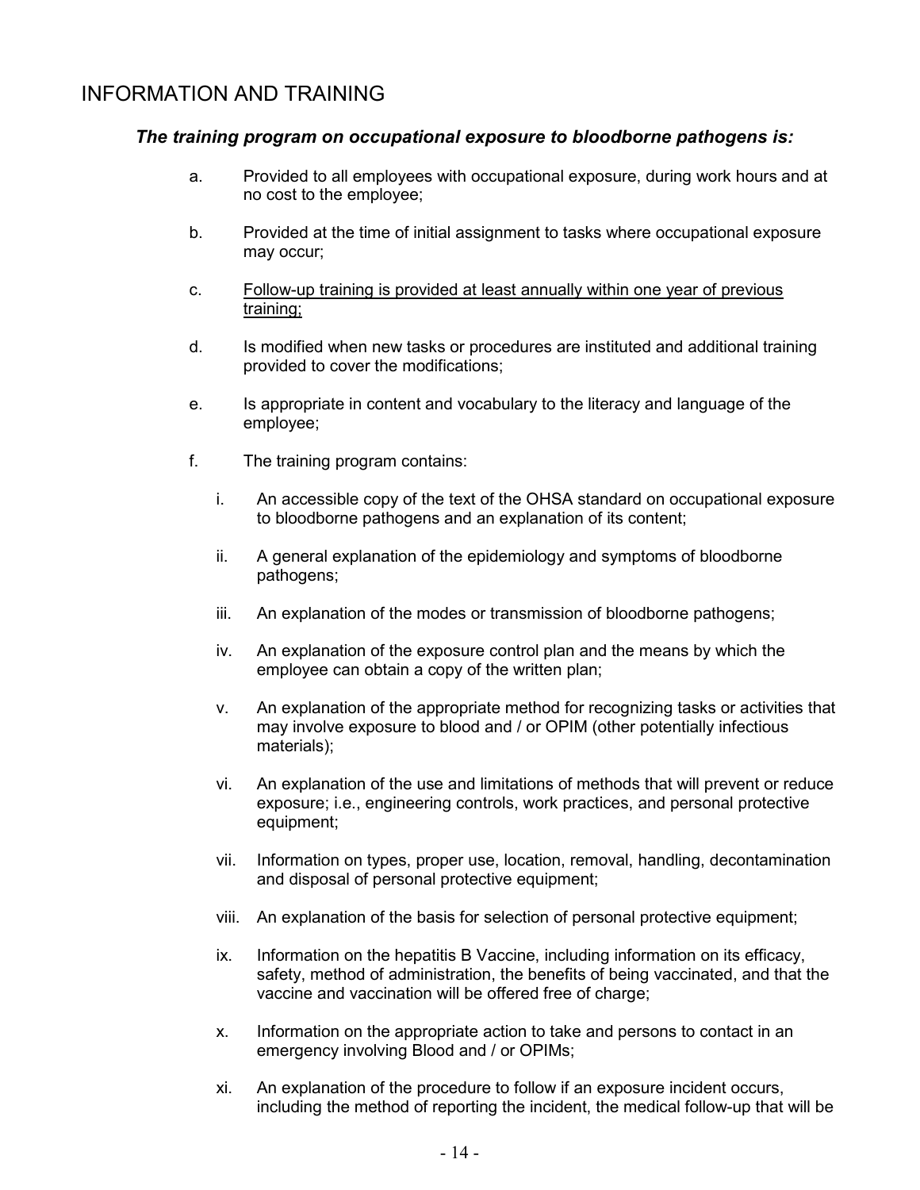## INFORMATION AND TRAINING

### *The training program on occupational exposure to bloodborne pathogens is:*

a. Provided to all employees with occupational exposure, during work hours and at no cost to the employee;

b. Provided at the time of initial assignment to tasks where occupational exposure may occur;

c. <u>Follow-up training is provided at least annually within one year of previous training;</u>

d. Is modified when new tasks or procedures are instituted and additional training provided to cover the modifications;

e. Is appropriate in content and vocabulary to the literacy and language of the employee;

f. The training program contains:

   i. An accessible copy of the text of the OHSA standard on occupational exposure to bloodborne pathogens and an explanation of its content;

   ii. A general explanation of the epidemiology and symptoms of bloodborne pathogens;

   iii. An explanation of the modes or transmission of bloodborne pathogens;

   iv. An explanation of the exposure control plan and the means by which the employee can obtain a copy of the written plan;

   v. An explanation of the appropriate method for recognizing tasks or activities that may involve exposure to blood and / or OPIM (other potentially infectious materials);

   vi. An explanation of the use and limitations of methods that will prevent or reduce exposure; i.e., engineering controls, work practices, and personal protective equipment;

   vii. Information on types, proper use, location, removal, handling, decontamination and disposal of personal protective equipment;

   viii. An explanation of the basis for selection of personal protective equipment;

   ix. Information on the hepatitis B Vaccine, including information on its efficacy, safety, method of administration, the benefits of being vaccinated, and that the vaccine and vaccination will be offered free of charge;

   x. Information on the appropriate action to take and persons to contact in an emergency involving Blood and / or OPIMs;

   xi. An explanation of the procedure to follow if an exposure incident occurs, including the method of reporting the incident, the medical follow-up that will be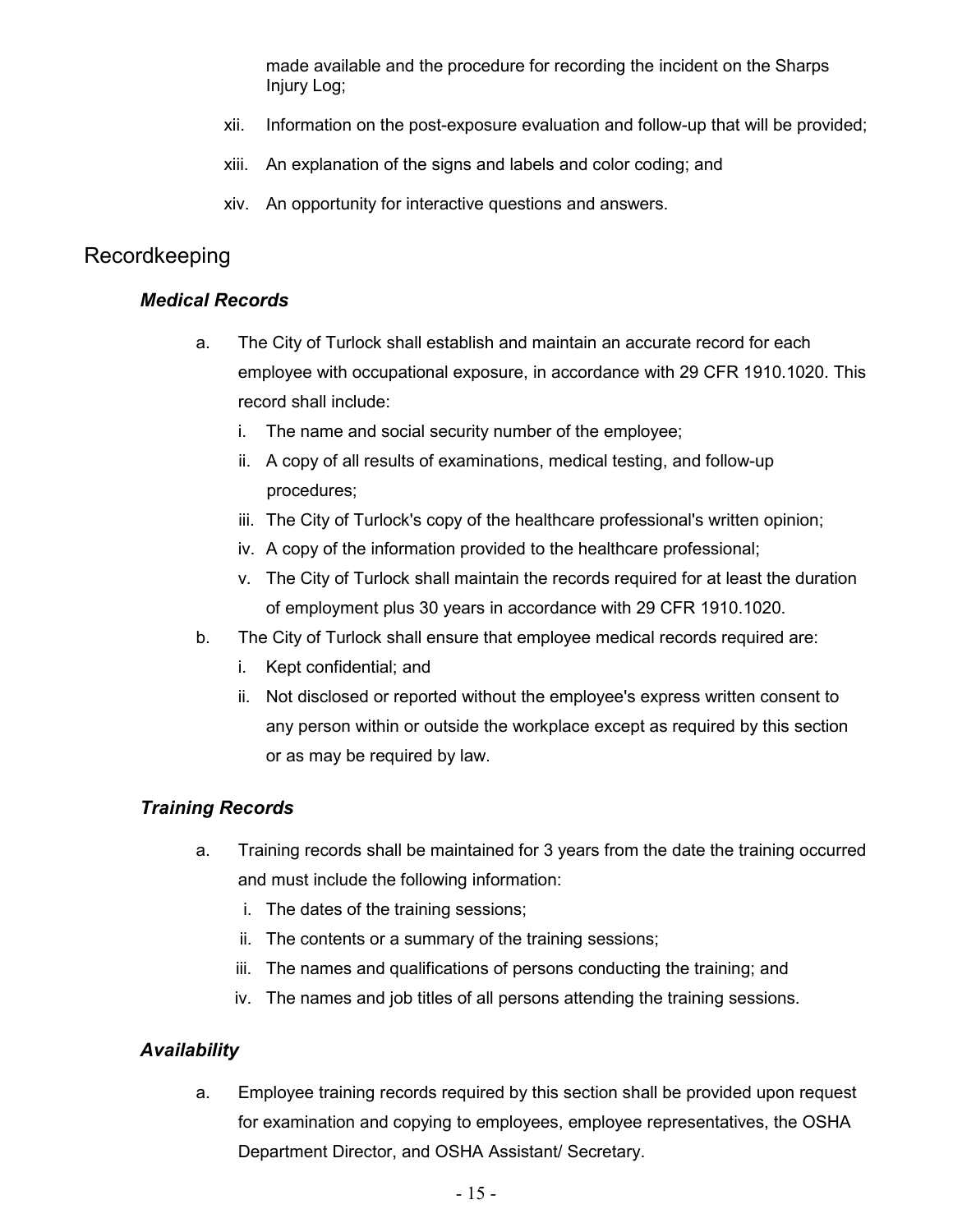made available and the procedure for recording the incident on the Sharps Injury Log;

xii. Information on the post-exposure evaluation and follow-up that will be provided;

xiii. An explanation of the signs and labels and color coding; and

xiv. An opportunity for interactive questions and answers.

## Recordkeeping

### *Medical Records*

a. The City of Turlock shall establish and maintain an accurate record for each employee with occupational exposure, in accordance with 29 CFR 1910.1020. This record shall include:
   i. The name and social security number of the employee;
   ii. A copy of all results of examinations, medical testing, and follow-up procedures;
   iii. The City of Turlock's copy of the healthcare professional's written opinion;
   iv. A copy of the information provided to the healthcare professional;
   v. The City of Turlock shall maintain the records required for at least the duration of employment plus 30 years in accordance with 29 CFR 1910.1020.

b. The City of Turlock shall ensure that employee medical records required are:
   i. Kept confidential; and
   ii. Not disclosed or reported without the employee's express written consent to any person within or outside the workplace except as required by this section or as may be required by law.

### *Training Records*

a. Training records shall be maintained for 3 years from the date the training occurred and must include the following information:
   i. The dates of the training sessions;
   ii. The contents or a summary of the training sessions;
   iii. The names and qualifications of persons conducting the training; and
   iv. The names and job titles of all persons attending the training sessions.

### *Availability*

a. Employee training records required by this section shall be provided upon request for examination and copying to employees, employee representatives, the OSHA Department Director, and OSHA Assistant/ Secretary.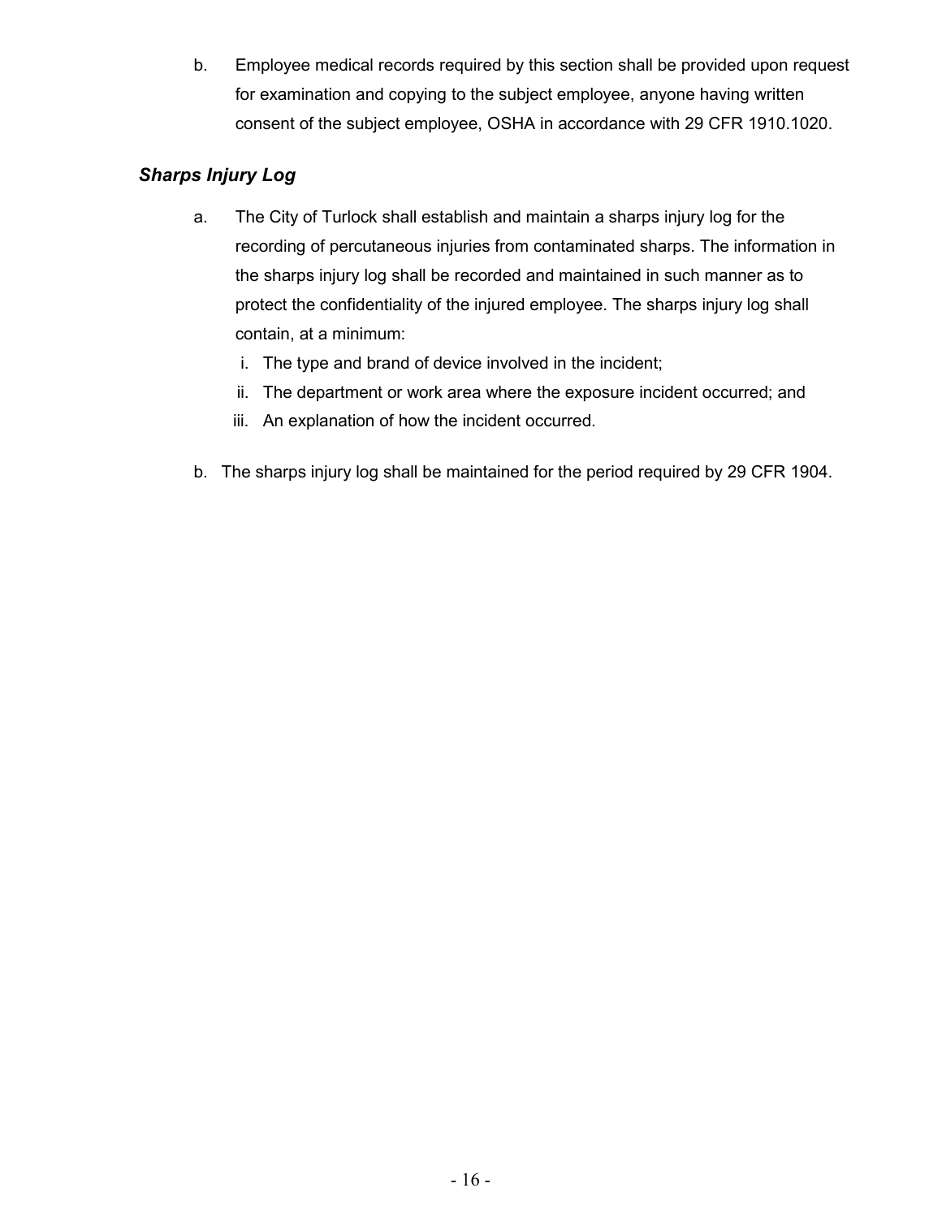b. Employee medical records required by this section shall be provided upon request for examination and copying to the subject employee, anyone having written consent of the subject employee, OSHA in accordance with 29 CFR 1910.1020.

### *Sharps Injury Log*

a. The City of Turlock shall establish and maintain a sharps injury log for the recording of percutaneous injuries from contaminated sharps. The information in the sharps injury log shall be recorded and maintained in such manner as to protect the confidentiality of the injured employee. The sharps injury log shall contain, at a minimum:

   i. The type and brand of device involved in the incident;
   
   ii. The department or work area where the exposure incident occurred; and
   
   iii. An explanation of how the incident occurred.

b. The sharps injury log shall be maintained for the period required by 29 CFR 1904.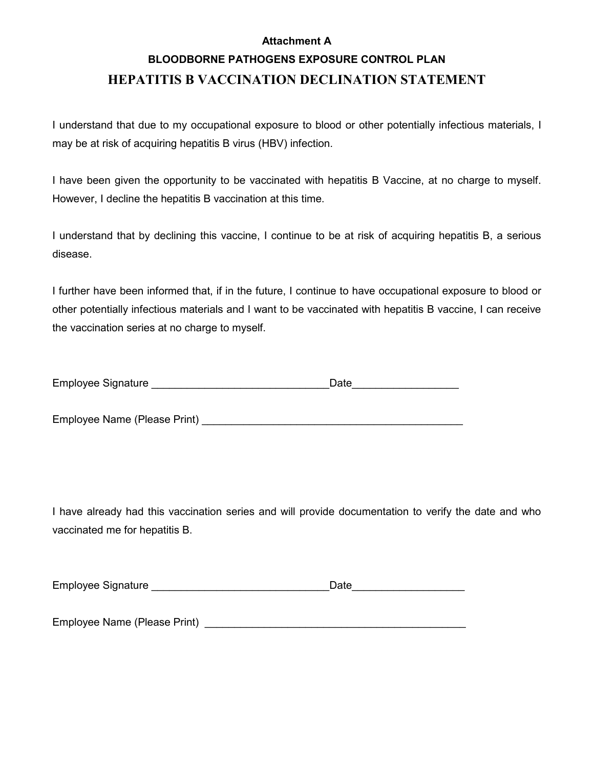**Attachment A**

**BLOODBORNE PATHOGENS EXPOSURE CONTROL PLAN**

# HEPATITIS B VACCINATION DECLINATION STATEMENT

I understand that due to my occupational exposure to blood or other potentially infectious materials, I may be at risk of acquiring hepatitis B virus (HBV) infection.

I have been given the opportunity to be vaccinated with hepatitis B Vaccine, at no charge to myself. However, I decline the hepatitis B vaccination at this time.

I understand that by declining this vaccine, I continue to be at risk of acquiring hepatitis B, a serious disease.

I further have been informed that, if in the future, I continue to have occupational exposure to blood or other potentially infectious materials and I want to be vaccinated with hepatitis B vaccine, I can receive the vaccination series at no charge to myself.

Employee Signature ______________________________Date__________________

Employee Name (Please Print) ____________________________________________

I have already had this vaccination series and will provide documentation to verify the date and who vaccinated me for hepatitis B.

Employee Signature ______________________________Date___________________

Employee Name (Please Print) ____________________________________________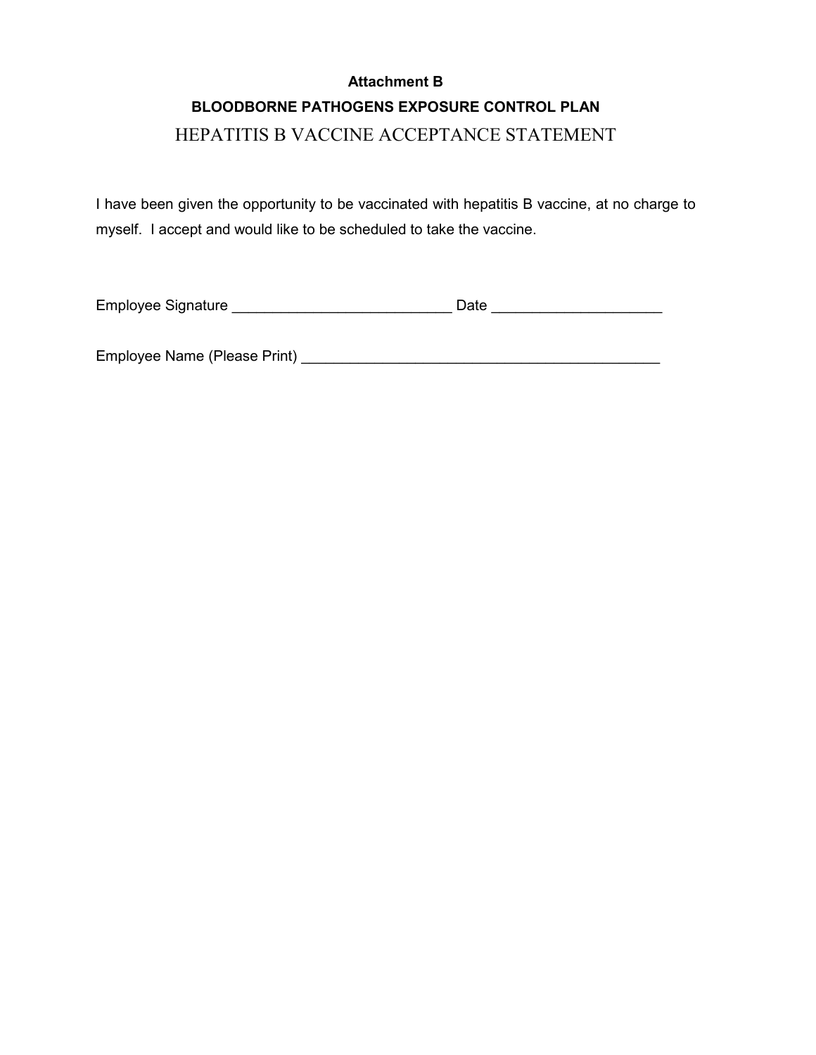**Attachment B**

**BLOODBORNE PATHOGENS EXPOSURE CONTROL PLAN**

# HEPATITIS B VACCINE ACCEPTANCE STATEMENT

I have been given the opportunity to be vaccinated with hepatitis B vaccine, at no charge to myself. I accept and would like to be scheduled to take the vaccine.

Employee Signature ___________________________ Date ____________________

Employee Name (Please Print) ____________________________________________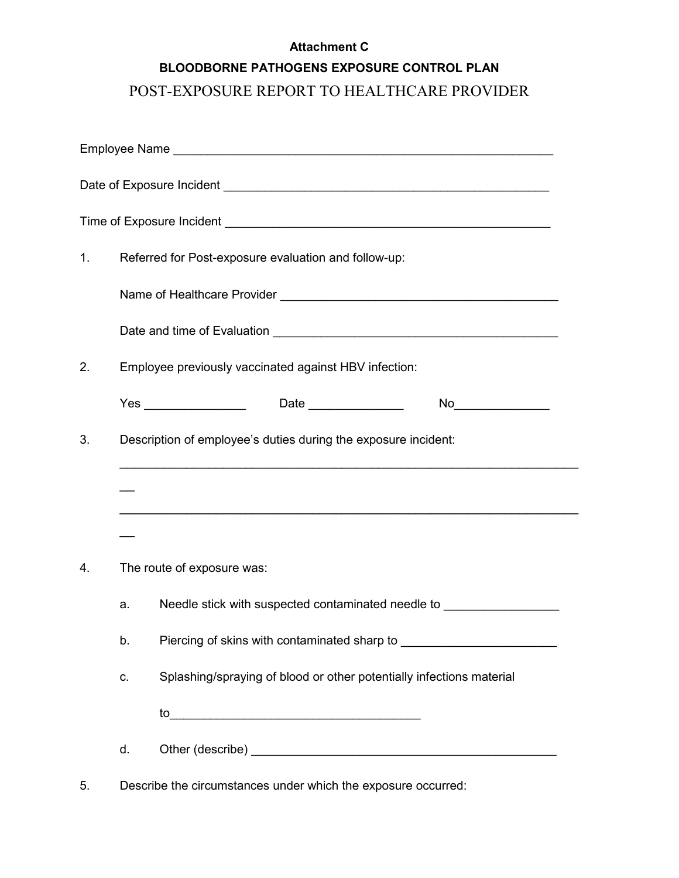**Attachment C**

**BLOODBORNE PATHOGENS EXPOSURE CONTROL PLAN**

POST-EXPOSURE REPORT TO HEALTHCARE PROVIDER

Employee Name ___________________________________________________________

Date of Exposure Incident _________________________________________________

Time of Exposure Incident _________________________________________________

1. Referred for Post-exposure evaluation and follow-up:

   Name of Healthcare Provider ________________________________________

   Date and time of Evaluation _________________________________________

2. Employee previously vaccinated against HBV infection:

   Yes _______________ Date ______________ No______________

3. Description of employee's duties during the exposure incident:

   ______________________________________________________________________

   __

   ______________________________________________________________________

   __

4. The route of exposure was:

   a. Needle stick with suspected contaminated needle to ________________

   b. Piercing of skins with contaminated sharp to ______________________

   c. Splashing/spraying of blood or other potentially infections material

      to___________________________________

   d. Other (describe) ______________________________________________

5. Describe the circumstances under which the exposure occurred: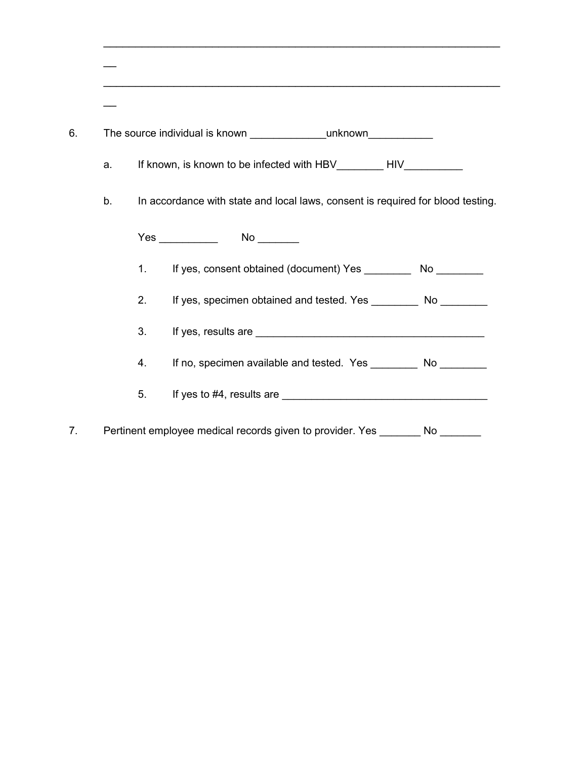\_\_\_\_\_\_\_\_\_\_\_\_\_\_\_\_\_\_\_\_\_\_\_\_\_\_\_\_\_\_\_\_\_\_\_\_\_\_\_\_\_\_\_\_\_\_\_\_\_\_\_\_\_\_\_\_\_\_\_\_\_\_\_\_\_\_

\_\_\_\_\_\_\_\_\_\_\_\_\_\_\_\_\_\_\_\_\_\_\_\_\_\_\_\_\_\_\_\_\_\_\_\_\_\_\_\_\_\_\_\_\_\_\_\_\_\_\_\_\_\_\_\_\_\_\_\_\_\_\_\_\_\_

6. The source individual is known \_\_\_\_\_\_\_\_\_\_\_\_\_unknown\_\_\_\_\_\_\_\_\_\_\_

   a. If known, is known to be infected with HBV\_\_\_\_\_\_\_\_ HIV\_\_\_\_\_\_\_\_\_\_

   b. In accordance with state and local laws, consent is required for blood testing.

      Yes \_\_\_\_\_\_\_\_\_\_ No \_\_\_\_\_\_\_

      1. If yes, consent obtained (document) Yes \_\_\_\_\_\_\_\_ No \_\_\_\_\_\_\_\_
      2. If yes, specimen obtained and tested. Yes \_\_\_\_\_\_\_\_ No \_\_\_\_\_\_\_\_
      3. If yes, results are \_\_\_\_\_\_\_\_\_\_\_\_\_\_\_\_\_\_\_\_\_\_\_\_\_\_\_\_\_\_\_\_\_\_\_\_\_\_\_
      4. If no, specimen available and tested. Yes \_\_\_\_\_\_\_\_ No \_\_\_\_\_\_\_\_
      5. If yes to #4, results are \_\_\_\_\_\_\_\_\_\_\_\_\_\_\_\_\_\_\_\_\_\_\_\_\_\_\_\_\_\_\_\_\_\_\_

7. Pertinent employee medical records given to provider. Yes \_\_\_\_\_\_\_ No \_\_\_\_\_\_\_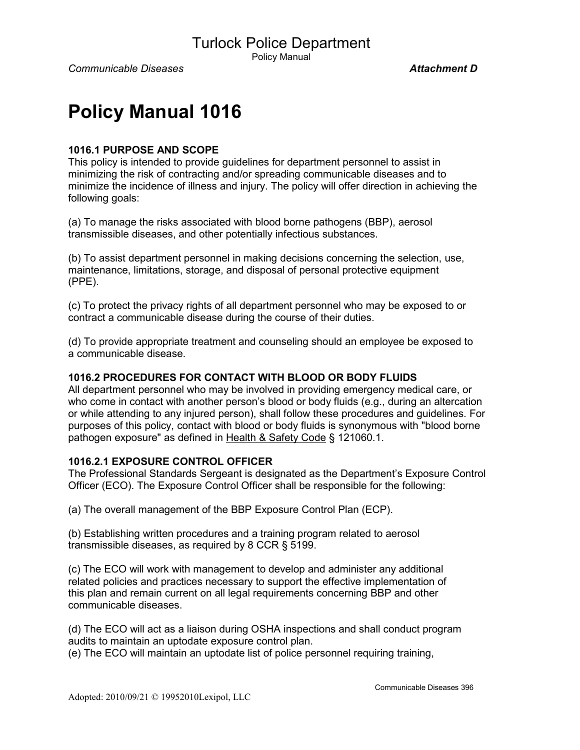# Policy Manual 1016

### 1016.1 PURPOSE AND SCOPE

This policy is intended to provide guidelines for department personnel to assist in minimizing the risk of contracting and/or spreading communicable diseases and to minimize the incidence of illness and injury. The policy will offer direction in achieving the following goals:

(a) To manage the risks associated with blood borne pathogens (BBP), aerosol transmissible diseases, and other potentially infectious substances.

(b) To assist department personnel in making decisions concerning the selection, use, maintenance, limitations, storage, and disposal of personal protective equipment (PPE).

(c) To protect the privacy rights of all department personnel who may be exposed to or contract a communicable disease during the course of their duties.

(d) To provide appropriate treatment and counseling should an employee be exposed to a communicable disease.

### 1016.2 PROCEDURES FOR CONTACT WITH BLOOD OR BODY FLUIDS

All department personnel who may be involved in providing emergency medical care, or who come in contact with another person's blood or body fluids (e.g., during an altercation or while attending to any injured person), shall follow these procedures and guidelines. For purposes of this policy, contact with blood or body fluids is synonymous with "blood borne pathogen exposure" as defined in Health & Safety Code § 121060.1.

#### 1016.2.1 EXPOSURE CONTROL OFFICER

The Professional Standards Sergeant is designated as the Department's Exposure Control Officer (ECO). The Exposure Control Officer shall be responsible for the following:

(a) The overall management of the BBP Exposure Control Plan (ECP).

(b) Establishing written procedures and a training program related to aerosol transmissible diseases, as required by 8 CCR § 5199.

(c) The ECO will work with management to develop and administer any additional related policies and practices necessary to support the effective implementation of this plan and remain current on all legal requirements concerning BBP and other communicable diseases.

(d) The ECO will act as a liaison during OSHA inspections and shall conduct program audits to maintain an uptodate exposure control plan.

(e) The ECO will maintain an uptodate list of police personnel requiring training,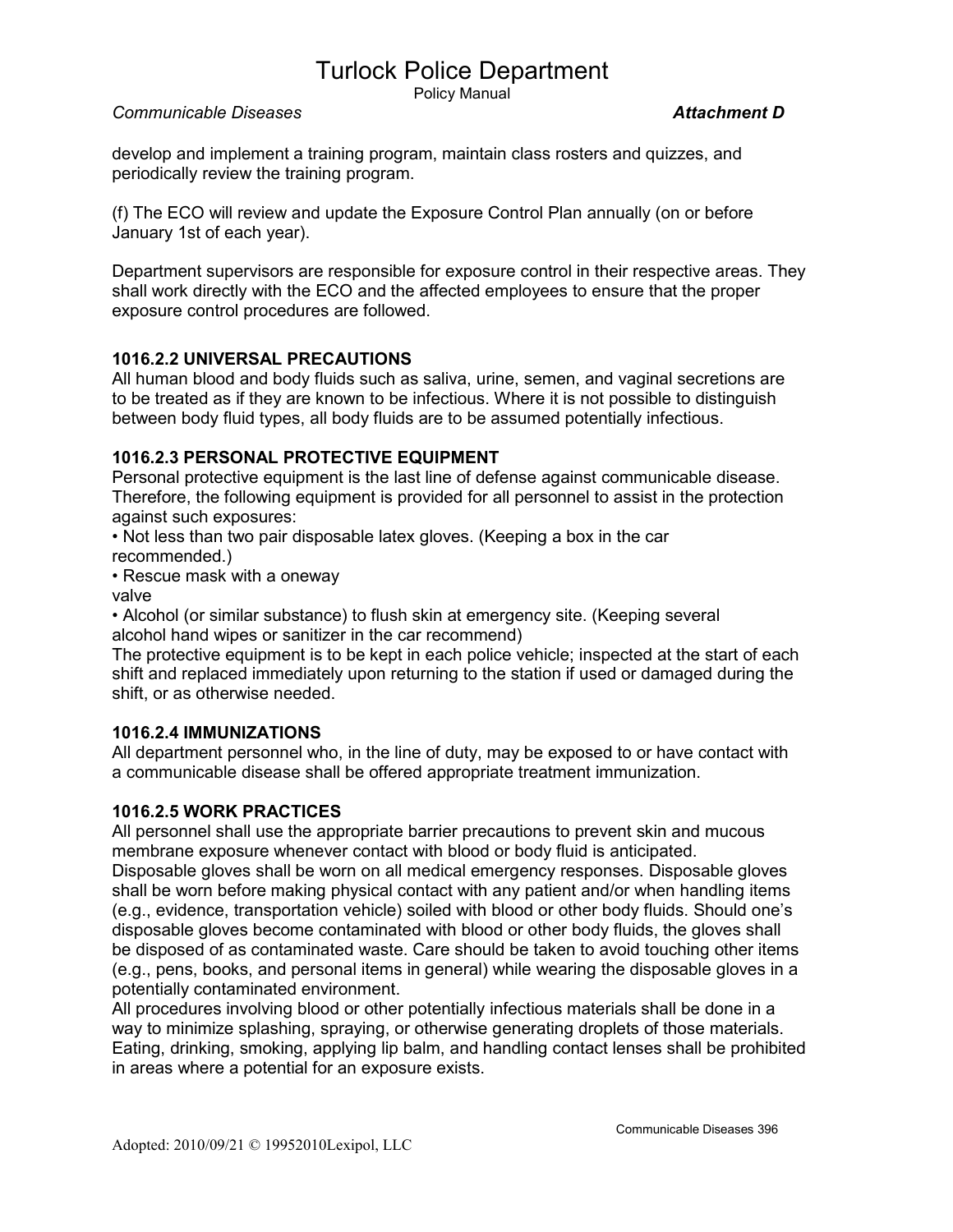develop and implement a training program, maintain class rosters and quizzes, and periodically review the training program.

(f) The ECO will review and update the Exposure Control Plan annually (on or before January 1st of each year).

Department supervisors are responsible for exposure control in their respective areas. They shall work directly with the ECO and the affected employees to ensure that the proper exposure control procedures are followed.

### 1016.2.2 UNIVERSAL PRECAUTIONS

All human blood and body fluids such as saliva, urine, semen, and vaginal secretions are to be treated as if they are known to be infectious. Where it is not possible to distinguish between body fluid types, all body fluids are to be assumed potentially infectious.

### 1016.2.3 PERSONAL PROTECTIVE EQUIPMENT

Personal protective equipment is the last line of defense against communicable disease. Therefore, the following equipment is provided for all personnel to assist in the protection against such exposures:

- Not less than two pair disposable latex gloves. (Keeping a box in the car recommended.)
- Rescue mask with a oneway valve
- Alcohol (or similar substance) to flush skin at emergency site. (Keeping several alcohol hand wipes or sanitizer in the car recommend)

The protective equipment is to be kept in each police vehicle; inspected at the start of each shift and replaced immediately upon returning to the station if used or damaged during the shift, or as otherwise needed.

### 1016.2.4 IMMUNIZATIONS

All department personnel who, in the line of duty, may be exposed to or have contact with a communicable disease shall be offered appropriate treatment immunization.

### 1016.2.5 WORK PRACTICES

All personnel shall use the appropriate barrier precautions to prevent skin and mucous membrane exposure whenever contact with blood or body fluid is anticipated.

Disposable gloves shall be worn on all medical emergency responses. Disposable gloves shall be worn before making physical contact with any patient and/or when handling items (e.g., evidence, transportation vehicle) soiled with blood or other body fluids. Should one's disposable gloves become contaminated with blood or other body fluids, the gloves shall be disposed of as contaminated waste. Care should be taken to avoid touching other items (e.g., pens, books, and personal items in general) while wearing the disposable gloves in a potentially contaminated environment.

All procedures involving blood or other potentially infectious materials shall be done in a way to minimize splashing, spraying, or otherwise generating droplets of those materials.

Eating, drinking, smoking, applying lip balm, and handling contact lenses shall be prohibited in areas where a potential for an exposure exists.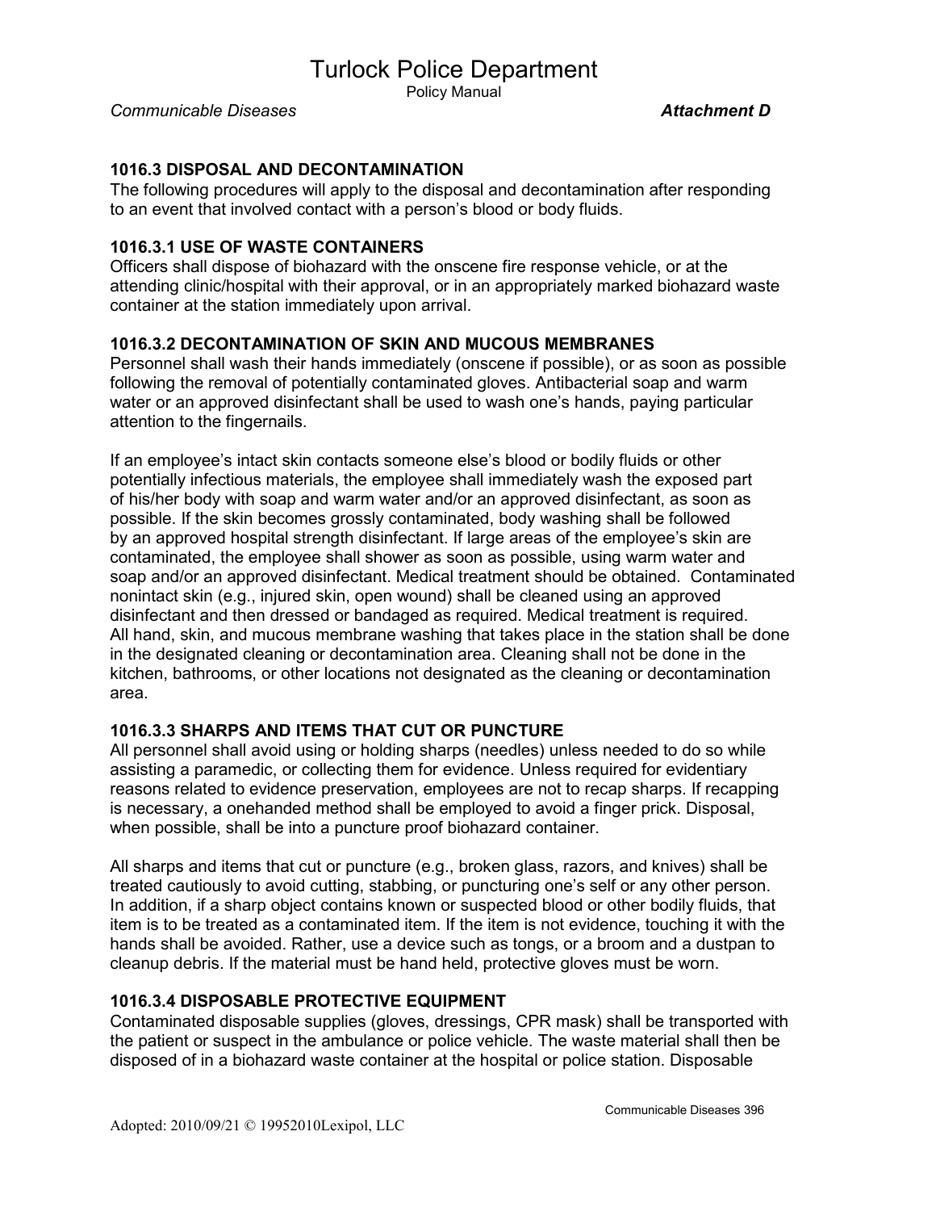### 1016.3 DISPOSAL AND DECONTAMINATION

The following procedures will apply to the disposal and decontamination after responding to an event that involved contact with a person's blood or body fluids.

### 1016.3.1 USE OF WASTE CONTAINERS

Officers shall dispose of biohazard with the onscene fire response vehicle, or at the attending clinic/hospital with their approval, or in an appropriately marked biohazard waste container at the station immediately upon arrival.

### 1016.3.2 DECONTAMINATION OF SKIN AND MUCOUS MEMBRANES

Personnel shall wash their hands immediately (onscene if possible), or as soon as possible following the removal of potentially contaminated gloves. Antibacterial soap and warm water or an approved disinfectant shall be used to wash one's hands, paying particular attention to the fingernails.

If an employee's intact skin contacts someone else's blood or bodily fluids or other potentially infectious materials, the employee shall immediately wash the exposed part of his/her body with soap and warm water and/or an approved disinfectant, as soon as possible. If the skin becomes grossly contaminated, body washing shall be followed by an approved hospital strength disinfectant. If large areas of the employee's skin are contaminated, the employee shall shower as soon as possible, using warm water and soap and/or an approved disinfectant. Medical treatment should be obtained. Contaminated nonintact skin (e.g., injured skin, open wound) shall be cleaned using an approved disinfectant and then dressed or bandaged as required. Medical treatment is required. All hand, skin, and mucous membrane washing that takes place in the station shall be done in the designated cleaning or decontamination area. Cleaning shall not be done in the kitchen, bathrooms, or other locations not designated as the cleaning or decontamination area.

### 1016.3.3 SHARPS AND ITEMS THAT CUT OR PUNCTURE

All personnel shall avoid using or holding sharps (needles) unless needed to do so while assisting a paramedic, or collecting them for evidence. Unless required for evidentiary reasons related to evidence preservation, employees are not to recap sharps. If recapping is necessary, a onehanded method shall be employed to avoid a finger prick. Disposal, when possible, shall be into a puncture proof biohazard container.

All sharps and items that cut or puncture (e.g., broken glass, razors, and knives) shall be treated cautiously to avoid cutting, stabbing, or puncturing one's self or any other person. In addition, if a sharp object contains known or suspected blood or other bodily fluids, that item is to be treated as a contaminated item. If the item is not evidence, touching it with the hands shall be avoided. Rather, use a device such as tongs, or a broom and a dustpan to cleanup debris. If the material must be hand held, protective gloves must be worn.

### 1016.3.4 DISPOSABLE PROTECTIVE EQUIPMENT

Contaminated disposable supplies (gloves, dressings, CPR mask) shall be transported with the patient or suspect in the ambulance or police vehicle. The waste material shall then be disposed of in a biohazard waste container at the hospital or police station. Disposable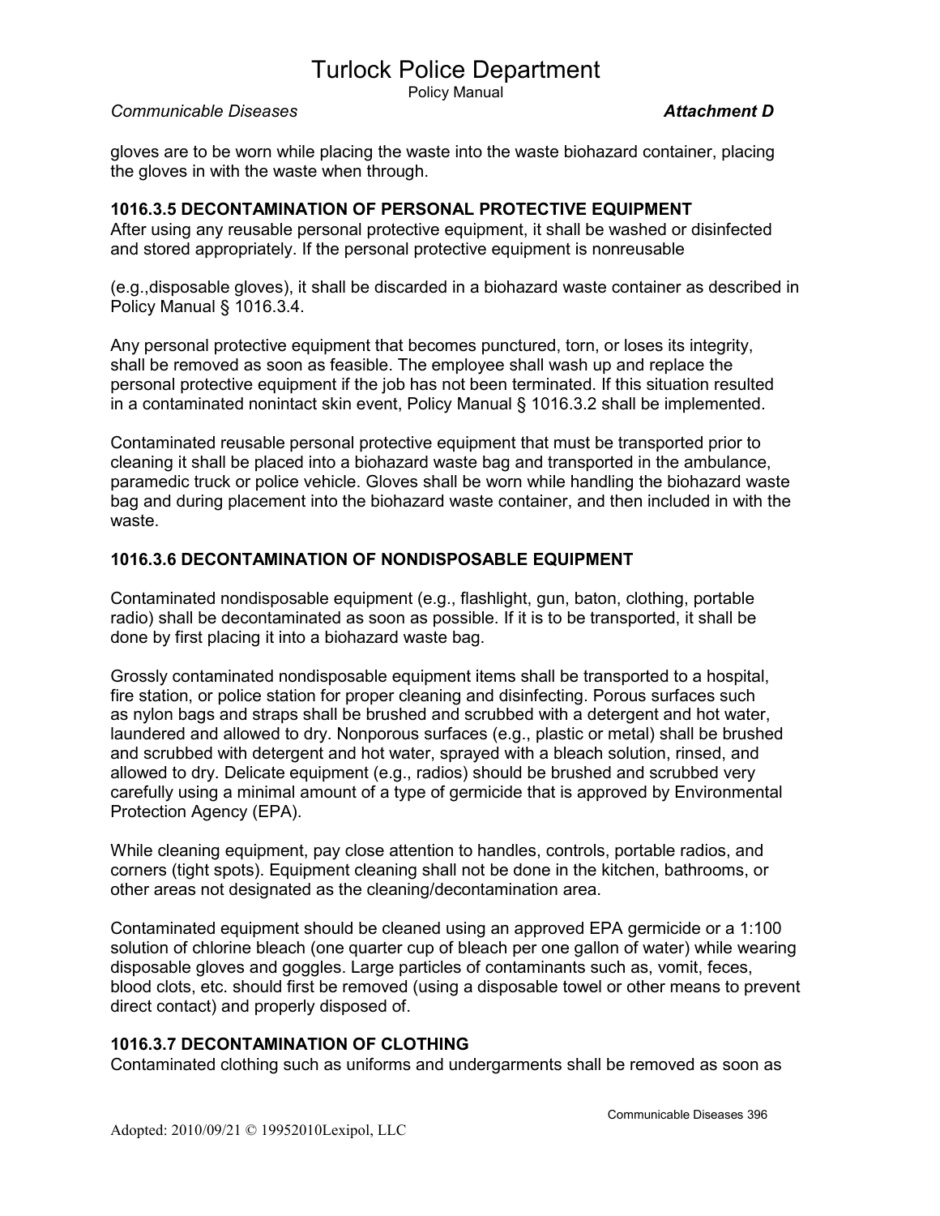gloves are to be worn while placing the waste into the waste biohazard container, placing the gloves in with the waste when through.

### 1016.3.5 DECONTAMINATION OF PERSONAL PROTECTIVE EQUIPMENT

After using any reusable personal protective equipment, it shall be washed or disinfected and stored appropriately. If the personal protective equipment is nonreusable

(e.g.,disposable gloves), it shall be discarded in a biohazard waste container as described in Policy Manual § 1016.3.4.

Any personal protective equipment that becomes punctured, torn, or loses its integrity, shall be removed as soon as feasible. The employee shall wash up and replace the personal protective equipment if the job has not been terminated. If this situation resulted in a contaminated nonintact skin event, Policy Manual § 1016.3.2 shall be implemented.

Contaminated reusable personal protective equipment that must be transported prior to cleaning it shall be placed into a biohazard waste bag and transported in the ambulance, paramedic truck or police vehicle. Gloves shall be worn while handling the biohazard waste bag and during placement into the biohazard waste container, and then included in with the waste.

### 1016.3.6 DECONTAMINATION OF NONDISPOSABLE EQUIPMENT

Contaminated nondisposable equipment (e.g., flashlight, gun, baton, clothing, portable radio) shall be decontaminated as soon as possible. If it is to be transported, it shall be done by first placing it into a biohazard waste bag.

Grossly contaminated nondisposable equipment items shall be transported to a hospital, fire station, or police station for proper cleaning and disinfecting. Porous surfaces such as nylon bags and straps shall be brushed and scrubbed with a detergent and hot water, laundered and allowed to dry. Nonporous surfaces (e.g., plastic or metal) shall be brushed and scrubbed with detergent and hot water, sprayed with a bleach solution, rinsed, and allowed to dry. Delicate equipment (e.g., radios) should be brushed and scrubbed very carefully using a minimal amount of a type of germicide that is approved by Environmental Protection Agency (EPA).

While cleaning equipment, pay close attention to handles, controls, portable radios, and corners (tight spots). Equipment cleaning shall not be done in the kitchen, bathrooms, or other areas not designated as the cleaning/decontamination area.

Contaminated equipment should be cleaned using an approved EPA germicide or a 1:100 solution of chlorine bleach (one quarter cup of bleach per one gallon of water) while wearing disposable gloves and goggles. Large particles of contaminants such as, vomit, feces, blood clots, etc. should first be removed (using a disposable towel or other means to prevent direct contact) and properly disposed of.

### 1016.3.7 DECONTAMINATION OF CLOTHING

Contaminated clothing such as uniforms and undergarments shall be removed as soon as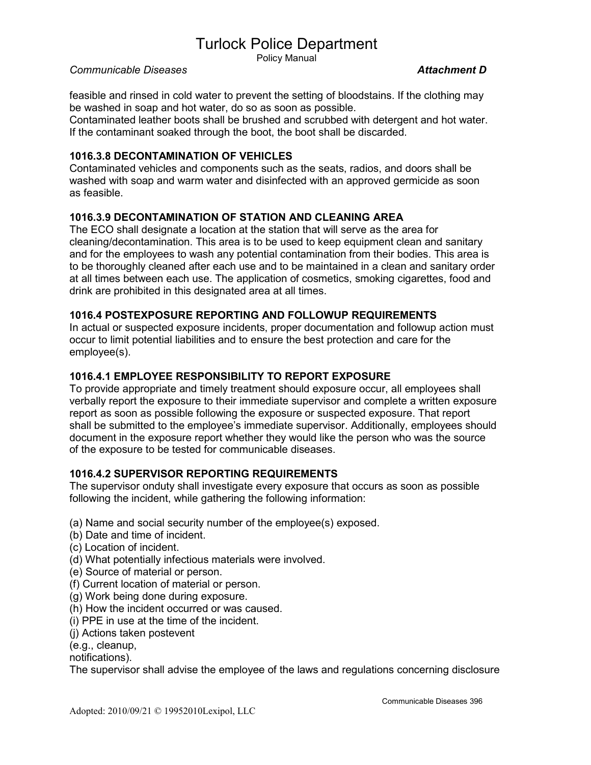feasible and rinsed in cold water to prevent the setting of bloodstains. If the clothing may be washed in soap and hot water, do so as soon as possible.
Contaminated leather boots shall be brushed and scrubbed with detergent and hot water. If the contaminant soaked through the boot, the boot shall be discarded.

### 1016.3.8 DECONTAMINATION OF VEHICLES

Contaminated vehicles and components such as the seats, radios, and doors shall be washed with soap and warm water and disinfected with an approved germicide as soon as feasible.

### 1016.3.9 DECONTAMINATION OF STATION AND CLEANING AREA

The ECO shall designate a location at the station that will serve as the area for cleaning/decontamination. This area is to be used to keep equipment clean and sanitary and for the employees to wash any potential contamination from their bodies. This area is to be thoroughly cleaned after each use and to be maintained in a clean and sanitary order at all times between each use. The application of cosmetics, smoking cigarettes, food and drink are prohibited in this designated area at all times.

### 1016.4 POSTEXPOSURE REPORTING AND FOLLOWUP REQUIREMENTS

In actual or suspected exposure incidents, proper documentation and followup action must occur to limit potential liabilities and to ensure the best protection and care for the employee(s).

### 1016.4.1 EMPLOYEE RESPONSIBILITY TO REPORT EXPOSURE

To provide appropriate and timely treatment should exposure occur, all employees shall verbally report the exposure to their immediate supervisor and complete a written exposure report as soon as possible following the exposure or suspected exposure. That report shall be submitted to the employee's immediate supervisor. Additionally, employees should document in the exposure report whether they would like the person who was the source of the exposure to be tested for communicable diseases.

### 1016.4.2 SUPERVISOR REPORTING REQUIREMENTS

The supervisor onduty shall investigate every exposure that occurs as soon as possible following the incident, while gathering the following information:

(a) Name and social security number of the employee(s) exposed.
(b) Date and time of incident.
(c) Location of incident.
(d) What potentially infectious materials were involved.
(e) Source of material or person.
(f) Current location of material or person.
(g) Work being done during exposure.
(h) How the incident occurred or was caused.
(i) PPE in use at the time of the incident.
(j) Actions taken postevent
(e.g., cleanup,
notifications).

The supervisor shall advise the employee of the laws and regulations concerning disclosure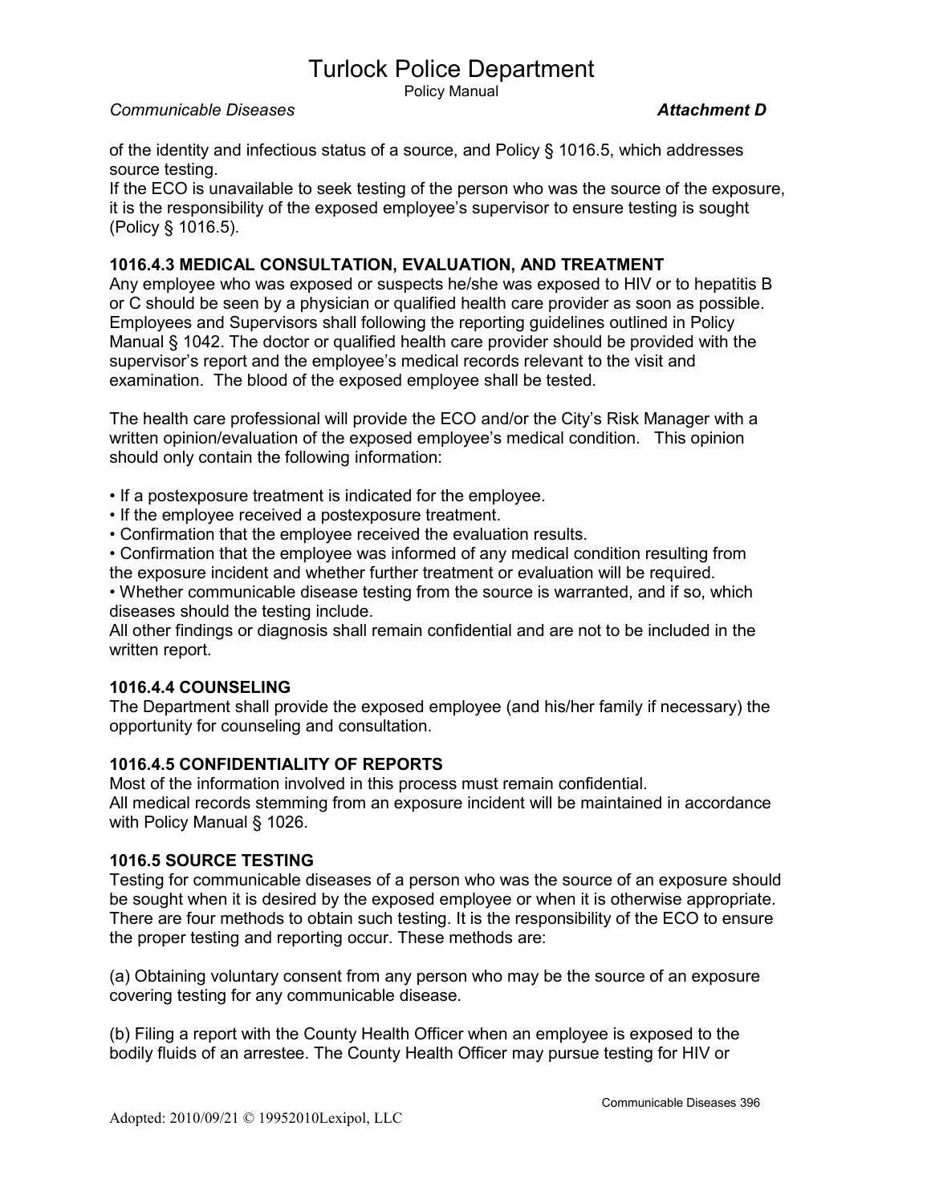of the identity and infectious status of a source, and Policy § 1016.5, which addresses source testing.

If the ECO is unavailable to seek testing of the person who was the source of the exposure, it is the responsibility of the exposed employee's supervisor to ensure testing is sought (Policy § 1016.5).

### 1016.4.3 MEDICAL CONSULTATION, EVALUATION, AND TREATMENT

Any employee who was exposed or suspects he/she was exposed to HIV or to hepatitis B or C should be seen by a physician or qualified health care provider as soon as possible. Employees and Supervisors shall following the reporting guidelines outlined in Policy Manual § 1042. The doctor or qualified health care provider should be provided with the supervisor's report and the employee's medical records relevant to the visit and examination. The blood of the exposed employee shall be tested.

The health care professional will provide the ECO and/or the City's Risk Manager with a written opinion/evaluation of the exposed employee's medical condition. This opinion should only contain the following information:

- If a postexposure treatment is indicated for the employee.
- If the employee received a postexposure treatment.
- Confirmation that the employee received the evaluation results.
- Confirmation that the employee was informed of any medical condition resulting from the exposure incident and whether further treatment or evaluation will be required.
- Whether communicable disease testing from the source is warranted, and if so, which diseases should the testing include.

All other findings or diagnosis shall remain confidential and are not to be included in the written report.

### 1016.4.4 COUNSELING

The Department shall provide the exposed employee (and his/her family if necessary) the opportunity for counseling and consultation.

### 1016.4.5 CONFIDENTIALITY OF REPORTS

Most of the information involved in this process must remain confidential.

All medical records stemming from an exposure incident will be maintained in accordance with Policy Manual § 1026.

### 1016.5 SOURCE TESTING

Testing for communicable diseases of a person who was the source of an exposure should be sought when it is desired by the exposed employee or when it is otherwise appropriate. There are four methods to obtain such testing. It is the responsibility of the ECO to ensure the proper testing and reporting occur. These methods are:

(a) Obtaining voluntary consent from any person who may be the source of an exposure covering testing for any communicable disease.

(b) Filing a report with the County Health Officer when an employee is exposed to the bodily fluids of an arrestee. The County Health Officer may pursue testing for HIV or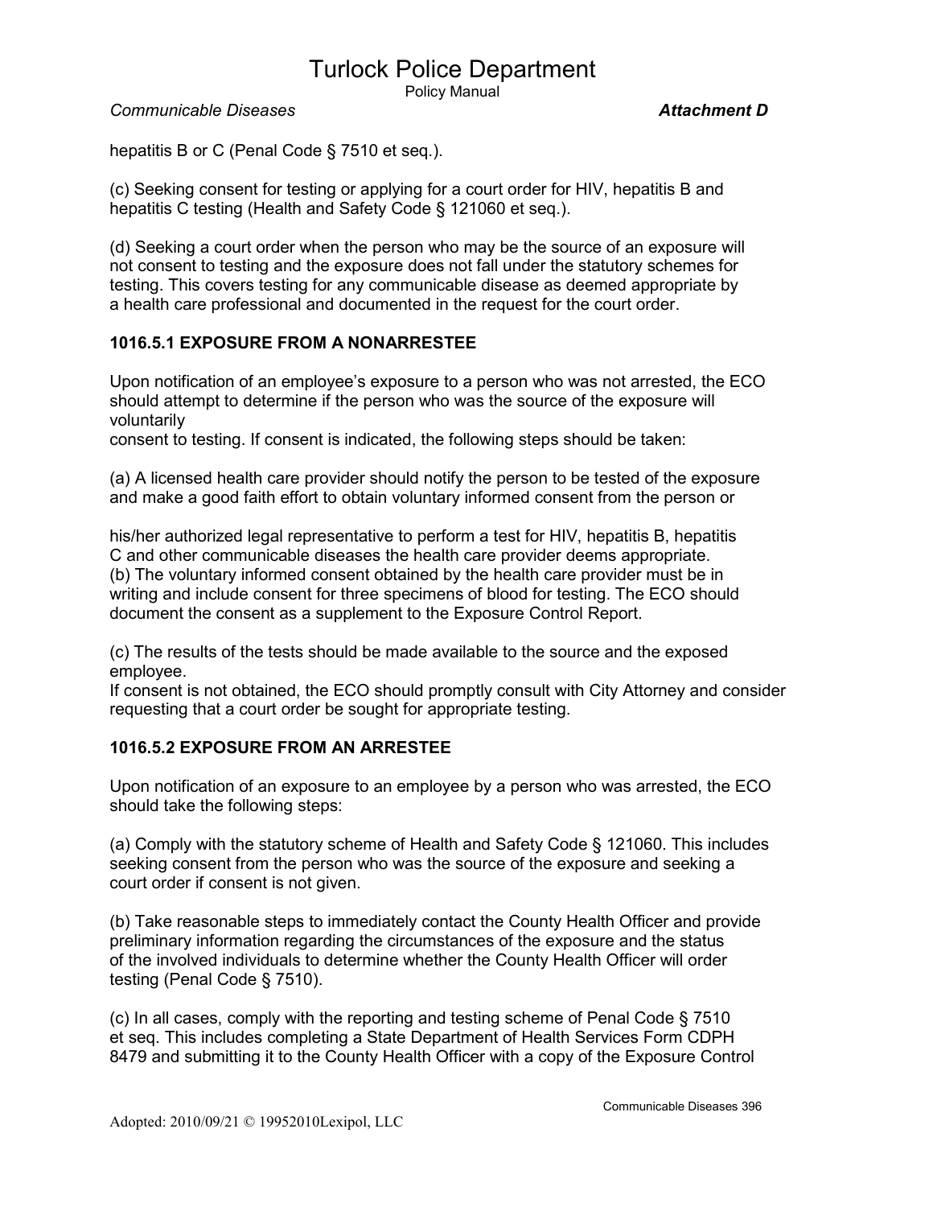hepatitis B or C (Penal Code § 7510 et seq.).

(c) Seeking consent for testing or applying for a court order for HIV, hepatitis B and hepatitis C testing (Health and Safety Code § 121060 et seq.).

(d) Seeking a court order when the person who may be the source of an exposure will not consent to testing and the exposure does not fall under the statutory schemes for testing. This covers testing for any communicable disease as deemed appropriate by a health care professional and documented in the request for the court order.

### 1016.5.1 EXPOSURE FROM A NONARRESTEE

Upon notification of an employee's exposure to a person who was not arrested, the ECO should attempt to determine if the person who was the source of the exposure will voluntarily consent to testing. If consent is indicated, the following steps should be taken:

(a) A licensed health care provider should notify the person to be tested of the exposure and make a good faith effort to obtain voluntary informed consent from the person or his/her authorized legal representative to perform a test for HIV, hepatitis B, hepatitis C and other communicable diseases the health care provider deems appropriate.

(b) The voluntary informed consent obtained by the health care provider must be in writing and include consent for three specimens of blood for testing. The ECO should document the consent as a supplement to the Exposure Control Report.

(c) The results of the tests should be made available to the source and the exposed employee.

If consent is not obtained, the ECO should promptly consult with City Attorney and consider requesting that a court order be sought for appropriate testing.

### 1016.5.2 EXPOSURE FROM AN ARRESTEE

Upon notification of an exposure to an employee by a person who was arrested, the ECO should take the following steps:

(a) Comply with the statutory scheme of Health and Safety Code § 121060. This includes seeking consent from the person who was the source of the exposure and seeking a court order if consent is not given.

(b) Take reasonable steps to immediately contact the County Health Officer and provide preliminary information regarding the circumstances of the exposure and the status of the involved individuals to determine whether the County Health Officer will order testing (Penal Code § 7510).

(c) In all cases, comply with the reporting and testing scheme of Penal Code § 7510 et seq. This includes completing a State Department of Health Services Form CDPH 8479 and submitting it to the County Health Officer with a copy of the Exposure Control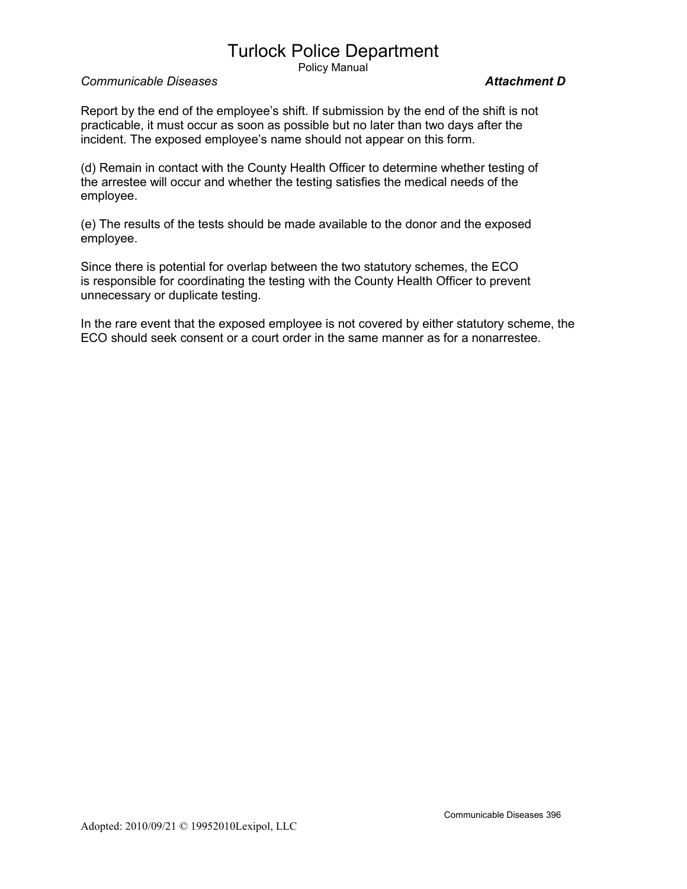Report by the end of the employee's shift. If submission by the end of the shift is not practicable, it must occur as soon as possible but no later than two days after the incident. The exposed employee's name should not appear on this form.

(d) Remain in contact with the County Health Officer to determine whether testing of the arrestee will occur and whether the testing satisfies the medical needs of the employee.

(e) The results of the tests should be made available to the donor and the exposed employee.

Since there is potential for overlap between the two statutory schemes, the ECO is responsible for coordinating the testing with the County Health Officer to prevent unnecessary or duplicate testing.

In the rare event that the exposed employee is not covered by either statutory scheme, the ECO should seek consent or a court order in the same manner as for a nonarrestee.